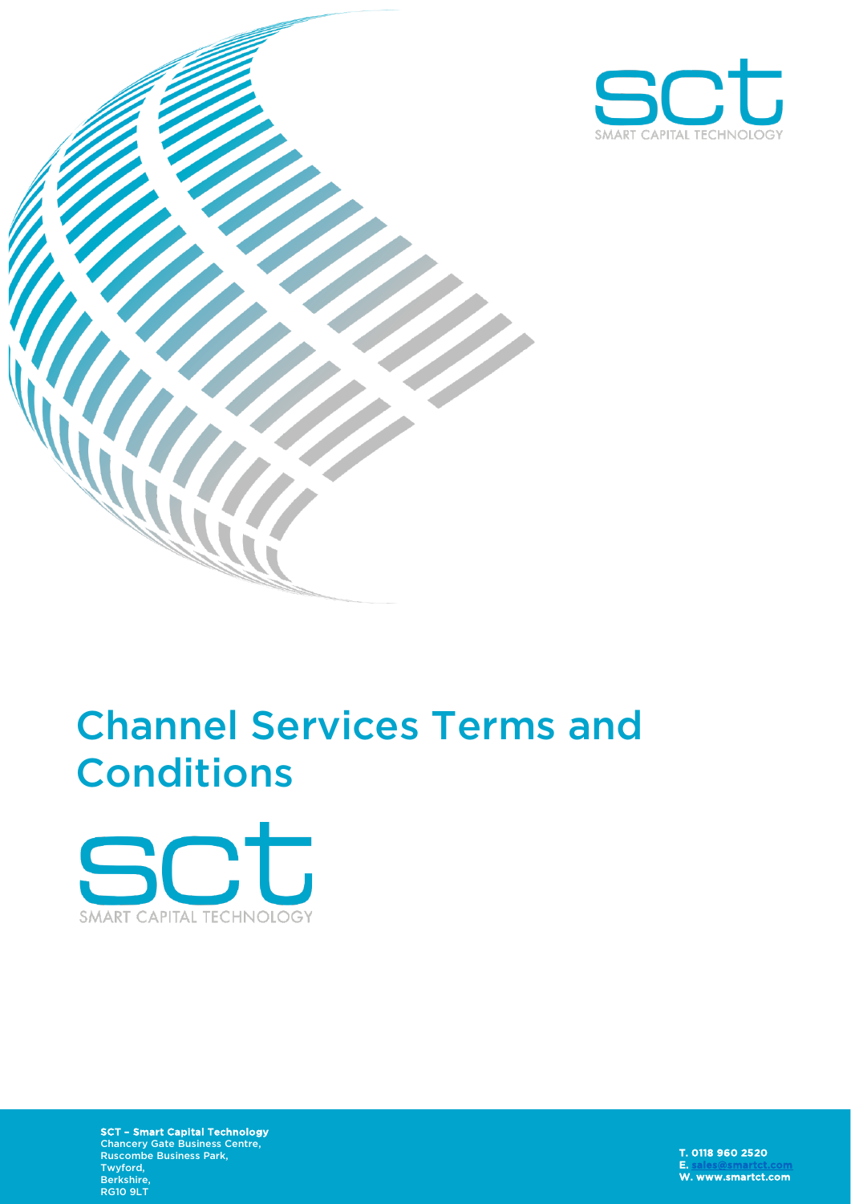SCT
SMART CAPITAL TECHNOLOGY

# Channel Services Terms and Conditions

SCT
SMART CAPITAL TECHNOLOGY

**SCT – Smart Capital Technology**
Chancery Gate Business Centre,
Ruscombe Business Park,
Twyford,
Berkshire,
RG10 9LT

**T.** 0118 960 2520
**E.** sales@smartct.com
**W.** www.smartct.com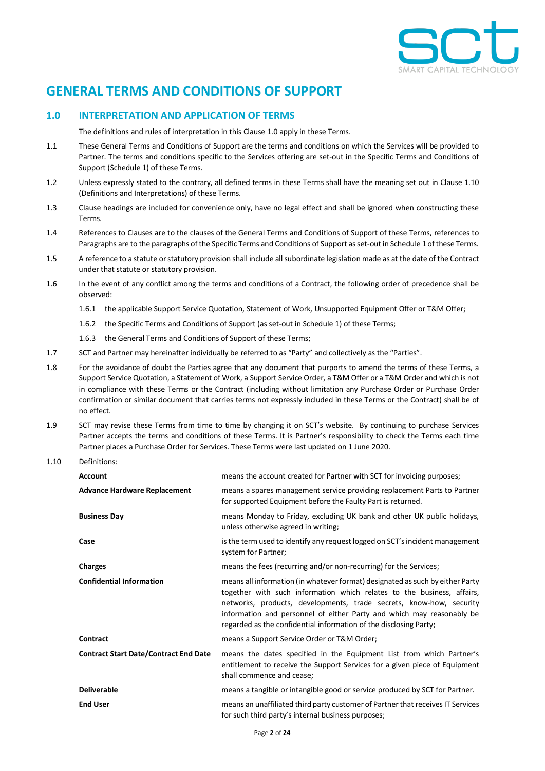# GENERAL TERMS AND CONDITIONS OF SUPPORT

## 1.0 INTERPRETATION AND APPLICATION OF TERMS

The definitions and rules of interpretation in this Clause 1.0 apply in these Terms.

1.1 These General Terms and Conditions of Support are the terms and conditions on which the Services will be provided to Partner. The terms and conditions specific to the Services offering are set-out in the Specific Terms and Conditions of Support (Schedule 1) of these Terms.

1.2 Unless expressly stated to the contrary, all defined terms in these Terms shall have the meaning set out in Clause 1.10 (Definitions and Interpretations) of these Terms.

1.3 Clause headings are included for convenience only, have no legal effect and shall be ignored when constructing these Terms.

1.4 References to Clauses are to the clauses of the General Terms and Conditions of Support of these Terms, references to Paragraphs are to the paragraphs of the Specific Terms and Conditions of Support as set-out in Schedule 1 of these Terms.

1.5 A reference to a statute or statutory provision shall include all subordinate legislation made as at the date of the Contract under that statute or statutory provision.

1.6 In the event of any conflict among the terms and conditions of a Contract, the following order of precedence shall be observed:

1.6.1 the applicable Support Service Quotation, Statement of Work, Unsupported Equipment Offer or T&M Offer;

1.6.2 the Specific Terms and Conditions of Support (as set-out in Schedule 1) of these Terms;

1.6.3 the General Terms and Conditions of Support of these Terms;

1.7 SCT and Partner may hereinafter individually be referred to as "Party" and collectively as the "Parties".

1.8 For the avoidance of doubt the Parties agree that any document that purports to amend the terms of these Terms, a Support Service Quotation, a Statement of Work, a Support Service Order, a T&M Offer or a T&M Order and which is not in compliance with these Terms or the Contract (including without limitation any Purchase Order or Purchase Order confirmation or similar document that carries terms not expressly included in these Terms or the Contract) shall be of no effect.

1.9 SCT may revise these Terms from time to time by changing it on SCT's website. By continuing to purchase Services Partner accepts the terms and conditions of these Terms. It is Partner's responsibility to check the Terms each time Partner places a Purchase Order for Services. These Terms were last updated on 1 June 2020.

1.10 Definitions:

| | |
|---|---|
| **Account** | means the account created for Partner with SCT for invoicing purposes; |
| **Advance Hardware Replacement** | means a spares management service providing replacement Parts to Partner for supported Equipment before the Faulty Part is returned. |
| **Business Day** | means Monday to Friday, excluding UK bank and other UK public holidays, unless otherwise agreed in writing; |
| **Case** | is the term used to identify any request logged on SCT's incident management system for Partner; |
| **Charges** | means the fees (recurring and/or non-recurring) for the Services; |
| **Confidential Information** | means all information (in whatever format) designated as such by either Party together with such information which relates to the business, affairs, networks, products, developments, trade secrets, know-how, security information and personnel of either Party and which may reasonably be regarded as the confidential information of the disclosing Party; |
| **Contract** | means a Support Service Order or T&M Order; |
| **Contract Start Date/Contract End Date** | means the dates specified in the Equipment List from which Partner's entitlement to receive the Support Services for a given piece of Equipment shall commence and cease; |
| **Deliverable** | means a tangible or intangible good or service produced by SCT for Partner. |
| **End User** | means an unaffiliated third party customer of Partner that receives IT Services for such third party's internal business purposes; |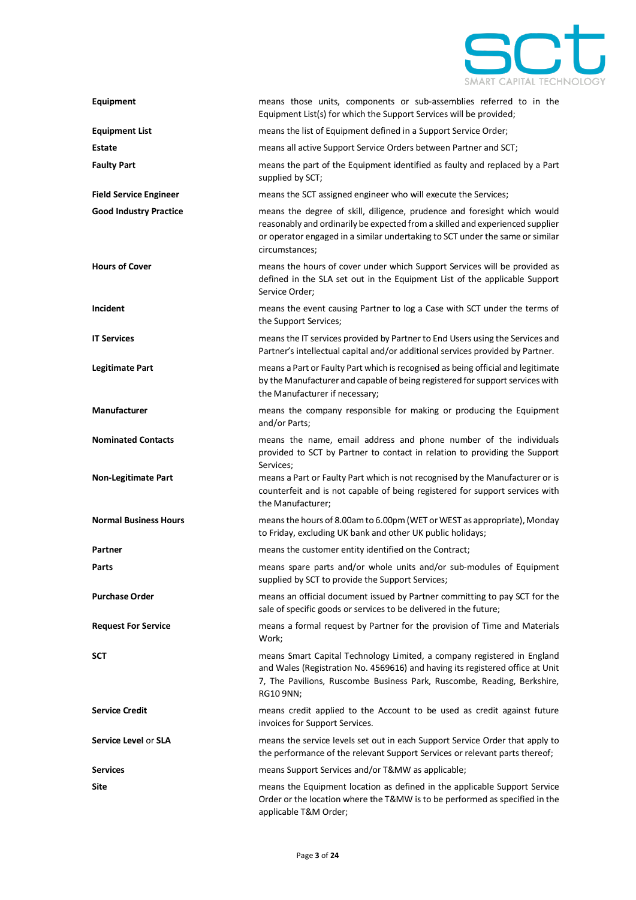| | |
|---|---|
| **Equipment** | means those units, components or sub-assemblies referred to in the Equipment List(s) for which the Support Services will be provided; |
| **Equipment List** | means the list of Equipment defined in a Support Service Order; |
| **Estate** | means all active Support Service Orders between Partner and SCT; |
| **Faulty Part** | means the part of the Equipment identified as faulty and replaced by a Part supplied by SCT; |
| **Field Service Engineer** | means the SCT assigned engineer who will execute the Services; |
| **Good Industry Practice** | means the degree of skill, diligence, prudence and foresight which would reasonably and ordinarily be expected from a skilled and experienced supplier or operator engaged in a similar undertaking to SCT under the same or similar circumstances; |
| **Hours of Cover** | means the hours of cover under which Support Services will be provided as defined in the SLA set out in the Equipment List of the applicable Support Service Order; |
| **Incident** | means the event causing Partner to log a Case with SCT under the terms of the Support Services; |
| **IT Services** | means the IT services provided by Partner to End Users using the Services and Partner's intellectual capital and/or additional services provided by Partner. |
| **Legitimate Part** | means a Part or Faulty Part which is recognised as being official and legitimate by the Manufacturer and capable of being registered for support services with the Manufacturer if necessary; |
| **Manufacturer** | means the company responsible for making or producing the Equipment and/or Parts; |
| **Nominated Contacts** | means the name, email address and phone number of the individuals provided to SCT by Partner to contact in relation to providing the Support Services; |
| **Non-Legitimate Part** | means a Part or Faulty Part which is not recognised by the Manufacturer or is counterfeit and is not capable of being registered for support services with the Manufacturer; |
| **Normal Business Hours** | means the hours of 8.00am to 6.00pm (WET or WEST as appropriate), Monday to Friday, excluding UK bank and other UK public holidays; |
| **Partner** | means the customer entity identified on the Contract; |
| **Parts** | means spare parts and/or whole units and/or sub-modules of Equipment supplied by SCT to provide the Support Services; |
| **Purchase Order** | means an official document issued by Partner committing to pay SCT for the sale of specific goods or services to be delivered in the future; |
| **Request For Service** | means a formal request by Partner for the provision of Time and Materials Work; |
| **SCT** | means Smart Capital Technology Limited, a company registered in England and Wales (Registration No. 4569616) and having its registered office at Unit 7, The Pavilions, Ruscombe Business Park, Ruscombe, Reading, Berkshire, RG10 9NN; |
| **Service Credit** | means credit applied to the Account to be used as credit against future invoices for Support Services. |
| **Service Level** or **SLA** | means the service levels set out in each Support Service Order that apply to the performance of the relevant Support Services or relevant parts thereof; |
| **Services** | means Support Services and/or T&MW as applicable; |
| **Site** | means the Equipment location as defined in the applicable Support Service Order or the location where the T&MW is to be performed as specified in the applicable T&M Order; |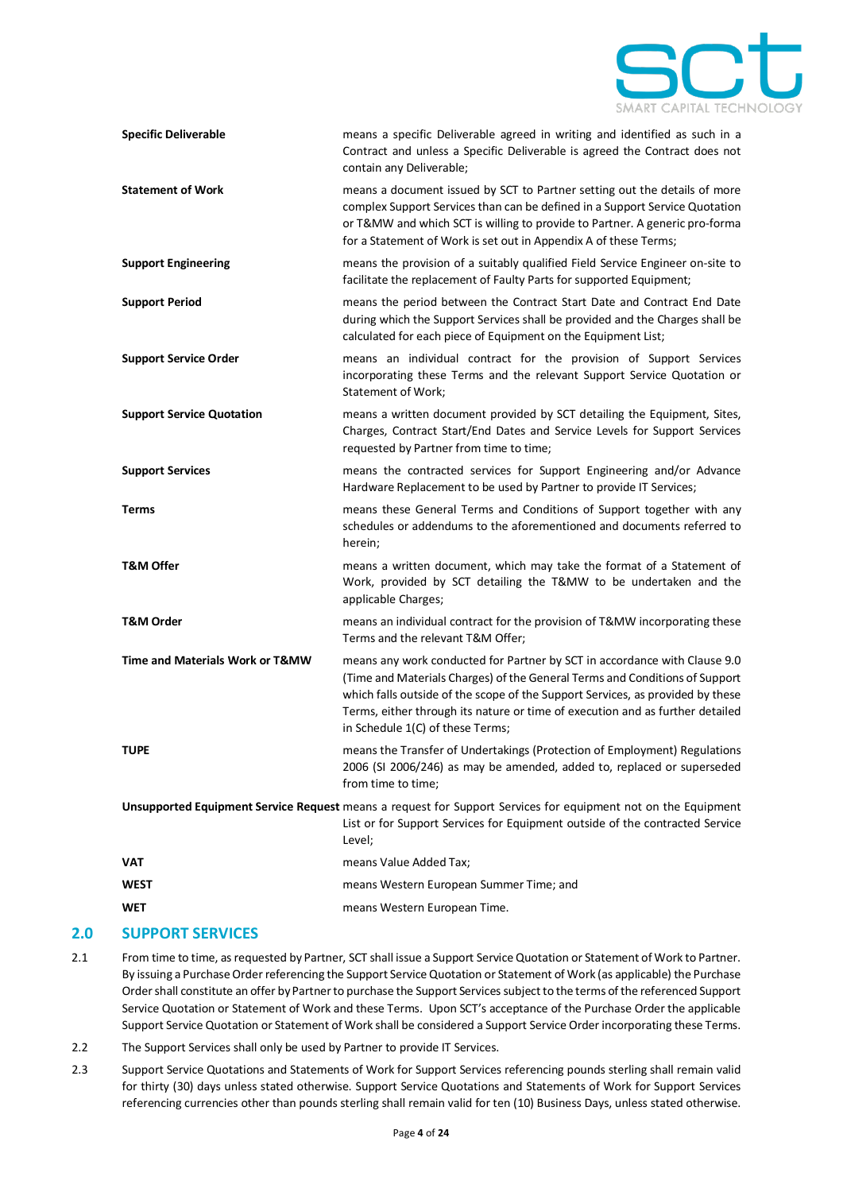| | |
|---|---|
| **Specific Deliverable** | means a specific Deliverable agreed in writing and identified as such in a Contract and unless a Specific Deliverable is agreed the Contract does not contain any Deliverable; |
| **Statement of Work** | means a document issued by SCT to Partner setting out the details of more complex Support Services than can be defined in a Support Service Quotation or T&MW and which SCT is willing to provide to Partner. A generic pro-forma for a Statement of Work is set out in Appendix A of these Terms; |
| **Support Engineering** | means the provision of a suitably qualified Field Service Engineer on-site to facilitate the replacement of Faulty Parts for supported Equipment; |
| **Support Period** | means the period between the Contract Start Date and Contract End Date during which the Support Services shall be provided and the Charges shall be calculated for each piece of Equipment on the Equipment List; |
| **Support Service Order** | means an individual contract for the provision of Support Services incorporating these Terms and the relevant Support Service Quotation or Statement of Work; |
| **Support Service Quotation** | means a written document provided by SCT detailing the Equipment, Sites, Charges, Contract Start/End Dates and Service Levels for Support Services requested by Partner from time to time; |
| **Support Services** | means the contracted services for Support Engineering and/or Advance Hardware Replacement to be used by Partner to provide IT Services; |
| **Terms** | means these General Terms and Conditions of Support together with any schedules or addendums to the aforementioned and documents referred to herein; |
| **T&M Offer** | means a written document, which may take the format of a Statement of Work, provided by SCT detailing the T&MW to be undertaken and the applicable Charges; |
| **T&M Order** | means an individual contract for the provision of T&MW incorporating these Terms and the relevant T&M Offer; |
| **Time and Materials Work or T&MW** | means any work conducted for Partner by SCT in accordance with Clause 9.0 (Time and Materials Charges) of the General Terms and Conditions of Support which falls outside of the scope of the Support Services, as provided by these Terms, either through its nature or time of execution and as further detailed in Schedule 1(C) of these Terms; |
| **TUPE** | means the Transfer of Undertakings (Protection of Employment) Regulations 2006 (SI 2006/246) as may be amended, added to, replaced or superseded from time to time; |
| **Unsupported Equipment Service Request** | means a request for Support Services for equipment not on the Equipment List or for Support Services for Equipment outside of the contracted Service Level; |
| **VAT** | means Value Added Tax; |
| **WEST** | means Western European Summer Time; and |
| **WET** | means Western European Time. |

## 2.0 SUPPORT SERVICES

2.1 From time to time, as requested by Partner, SCT shall issue a Support Service Quotation or Statement of Work to Partner. By issuing a Purchase Order referencing the Support Service Quotation or Statement of Work (as applicable) the Purchase Order shall constitute an offer by Partner to purchase the Support Services subject to the terms of the referenced Support Service Quotation or Statement of Work and these Terms. Upon SCT's acceptance of the Purchase Order the applicable Support Service Quotation or Statement of Work shall be considered a Support Service Order incorporating these Terms.

2.2 The Support Services shall only be used by Partner to provide IT Services.

2.3 Support Service Quotations and Statements of Work for Support Services referencing pounds sterling shall remain valid for thirty (30) days unless stated otherwise. Support Service Quotations and Statements of Work for Support Services referencing currencies other than pounds sterling shall remain valid for ten (10) Business Days, unless stated otherwise.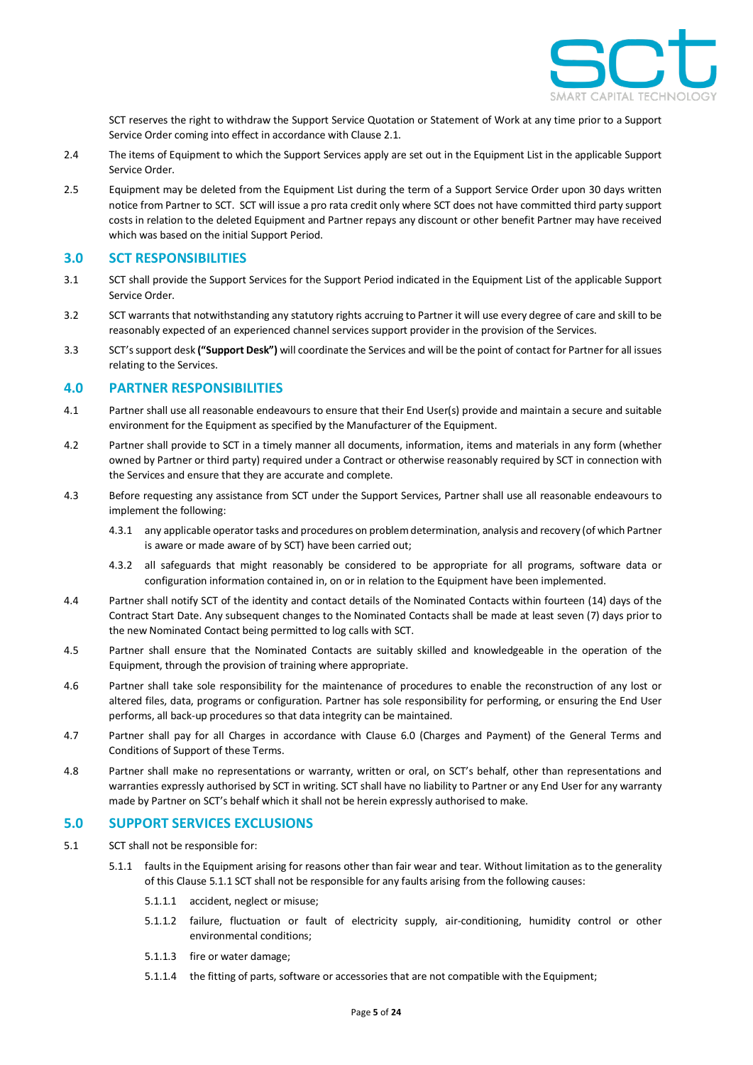SCT reserves the right to withdraw the Support Service Quotation or Statement of Work at any time prior to a Support Service Order coming into effect in accordance with Clause 2.1.

2.4 The items of Equipment to which the Support Services apply are set out in the Equipment List in the applicable Support Service Order.

2.5 Equipment may be deleted from the Equipment List during the term of a Support Service Order upon 30 days written notice from Partner to SCT. SCT will issue a pro rata credit only where SCT does not have committed third party support costs in relation to the deleted Equipment and Partner repays any discount or other benefit Partner may have received which was based on the initial Support Period.

## 3.0 SCT RESPONSIBILITIES

3.1 SCT shall provide the Support Services for the Support Period indicated in the Equipment List of the applicable Support Service Order.

3.2 SCT warrants that notwithstanding any statutory rights accruing to Partner it will use every degree of care and skill to be reasonably expected of an experienced channel services support provider in the provision of the Services.

3.3 SCT's support desk **("Support Desk")** will coordinate the Services and will be the point of contact for Partner for all issues relating to the Services.

## 4.0 PARTNER RESPONSIBILITIES

4.1 Partner shall use all reasonable endeavours to ensure that their End User(s) provide and maintain a secure and suitable environment for the Equipment as specified by the Manufacturer of the Equipment.

4.2 Partner shall provide to SCT in a timely manner all documents, information, items and materials in any form (whether owned by Partner or third party) required under a Contract or otherwise reasonably required by SCT in connection with the Services and ensure that they are accurate and complete.

4.3 Before requesting any assistance from SCT under the Support Services, Partner shall use all reasonable endeavours to implement the following:

4.3.1 any applicable operator tasks and procedures on problem determination, analysis and recovery (of which Partner is aware or made aware of by SCT) have been carried out;

4.3.2 all safeguards that might reasonably be considered to be appropriate for all programs, software data or configuration information contained in, on or in relation to the Equipment have been implemented.

4.4 Partner shall notify SCT of the identity and contact details of the Nominated Contacts within fourteen (14) days of the Contract Start Date. Any subsequent changes to the Nominated Contacts shall be made at least seven (7) days prior to the new Nominated Contact being permitted to log calls with SCT.

4.5 Partner shall ensure that the Nominated Contacts are suitably skilled and knowledgeable in the operation of the Equipment, through the provision of training where appropriate.

4.6 Partner shall take sole responsibility for the maintenance of procedures to enable the reconstruction of any lost or altered files, data, programs or configuration. Partner has sole responsibility for performing, or ensuring the End User performs, all back-up procedures so that data integrity can be maintained.

4.7 Partner shall pay for all Charges in accordance with Clause 6.0 (Charges and Payment) of the General Terms and Conditions of Support of these Terms.

4.8 Partner shall make no representations or warranty, written or oral, on SCT's behalf, other than representations and warranties expressly authorised by SCT in writing. SCT shall have no liability to Partner or any End User for any warranty made by Partner on SCT's behalf which it shall not be herein expressly authorised to make.

## 5.0 SUPPORT SERVICES EXCLUSIONS

5.1 SCT shall not be responsible for:

5.1.1 faults in the Equipment arising for reasons other than fair wear and tear. Without limitation as to the generality of this Clause 5.1.1 SCT shall not be responsible for any faults arising from the following causes:

5.1.1.1 accident, neglect or misuse;

5.1.1.2 failure, fluctuation or fault of electricity supply, air-conditioning, humidity control or other environmental conditions;

5.1.1.3 fire or water damage;

5.1.1.4 the fitting of parts, software or accessories that are not compatible with the Equipment;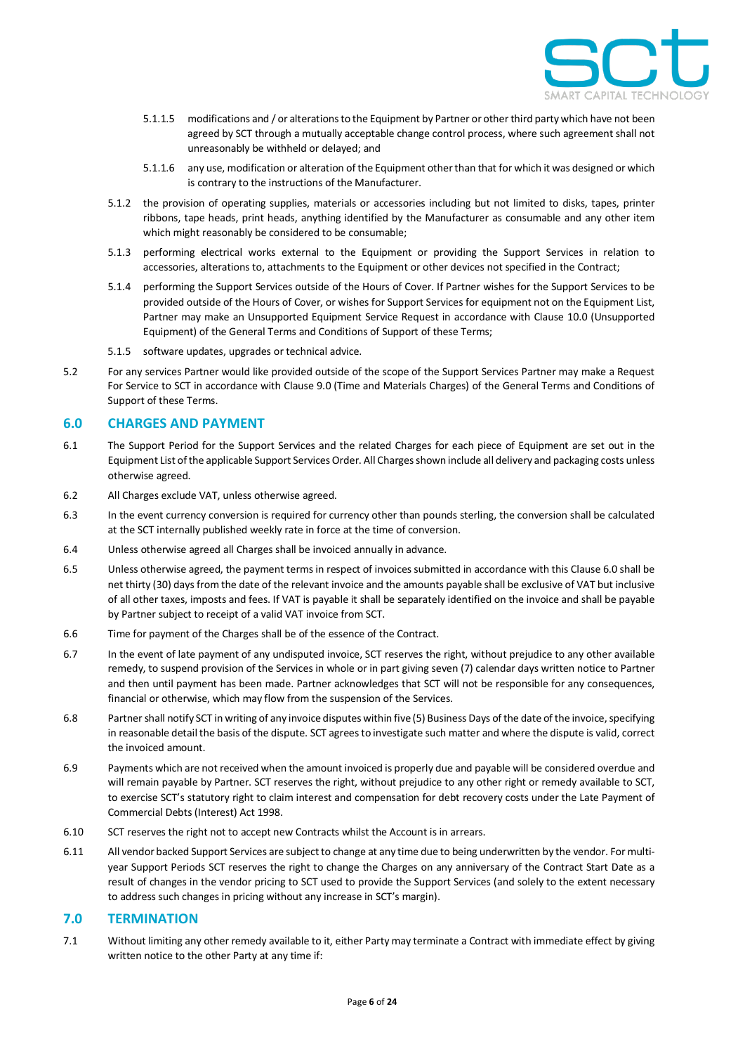5.1.1.5 modifications and / or alterations to the Equipment by Partner or other third party which have not been agreed by SCT through a mutually acceptable change control process, where such agreement shall not unreasonably be withheld or delayed; and

5.1.1.6 any use, modification or alteration of the Equipment other than that for which it was designed or which is contrary to the instructions of the Manufacturer.

5.1.2 the provision of operating supplies, materials or accessories including but not limited to disks, tapes, printer ribbons, tape heads, print heads, anything identified by the Manufacturer as consumable and any other item which might reasonably be considered to be consumable;

5.1.3 performing electrical works external to the Equipment or providing the Support Services in relation to accessories, alterations to, attachments to the Equipment or other devices not specified in the Contract;

5.1.4 performing the Support Services outside of the Hours of Cover. If Partner wishes for the Support Services to be provided outside of the Hours of Cover, or wishes for Support Services for equipment not on the Equipment List, Partner may make an Unsupported Equipment Service Request in accordance with Clause 10.0 (Unsupported Equipment) of the General Terms and Conditions of Support of these Terms;

5.1.5 software updates, upgrades or technical advice.

5.2 For any services Partner would like provided outside of the scope of the Support Services Partner may make a Request For Service to SCT in accordance with Clause 9.0 (Time and Materials Charges) of the General Terms and Conditions of Support of these Terms.

## 6.0 CHARGES AND PAYMENT

6.1 The Support Period for the Support Services and the related Charges for each piece of Equipment are set out in the Equipment List of the applicable Support Services Order. All Charges shown include all delivery and packaging costs unless otherwise agreed.

6.2 All Charges exclude VAT, unless otherwise agreed.

6.3 In the event currency conversion is required for currency other than pounds sterling, the conversion shall be calculated at the SCT internally published weekly rate in force at the time of conversion.

6.4 Unless otherwise agreed all Charges shall be invoiced annually in advance.

6.5 Unless otherwise agreed, the payment terms in respect of invoices submitted in accordance with this Clause 6.0 shall be net thirty (30) days from the date of the relevant invoice and the amounts payable shall be exclusive of VAT but inclusive of all other taxes, imposts and fees. If VAT is payable it shall be separately identified on the invoice and shall be payable by Partner subject to receipt of a valid VAT invoice from SCT.

6.6 Time for payment of the Charges shall be of the essence of the Contract.

6.7 In the event of late payment of any undisputed invoice, SCT reserves the right, without prejudice to any other available remedy, to suspend provision of the Services in whole or in part giving seven (7) calendar days written notice to Partner and then until payment has been made. Partner acknowledges that SCT will not be responsible for any consequences, financial or otherwise, which may flow from the suspension of the Services.

6.8 Partner shall notify SCT in writing of any invoice disputes within five (5) Business Days of the date of the invoice, specifying in reasonable detail the basis of the dispute. SCT agrees to investigate such matter and where the dispute is valid, correct the invoiced amount.

6.9 Payments which are not received when the amount invoiced is properly due and payable will be considered overdue and will remain payable by Partner. SCT reserves the right, without prejudice to any other right or remedy available to SCT, to exercise SCT's statutory right to claim interest and compensation for debt recovery costs under the Late Payment of Commercial Debts (Interest) Act 1998.

6.10 SCT reserves the right not to accept new Contracts whilst the Account is in arrears.

6.11 All vendor backed Support Services are subject to change at any time due to being underwritten by the vendor. For multi-year Support Periods SCT reserves the right to change the Charges on any anniversary of the Contract Start Date as a result of changes in the vendor pricing to SCT used to provide the Support Services (and solely to the extent necessary to address such changes in pricing without any increase in SCT's margin).

## 7.0 TERMINATION

7.1 Without limiting any other remedy available to it, either Party may terminate a Contract with immediate effect by giving written notice to the other Party at any time if: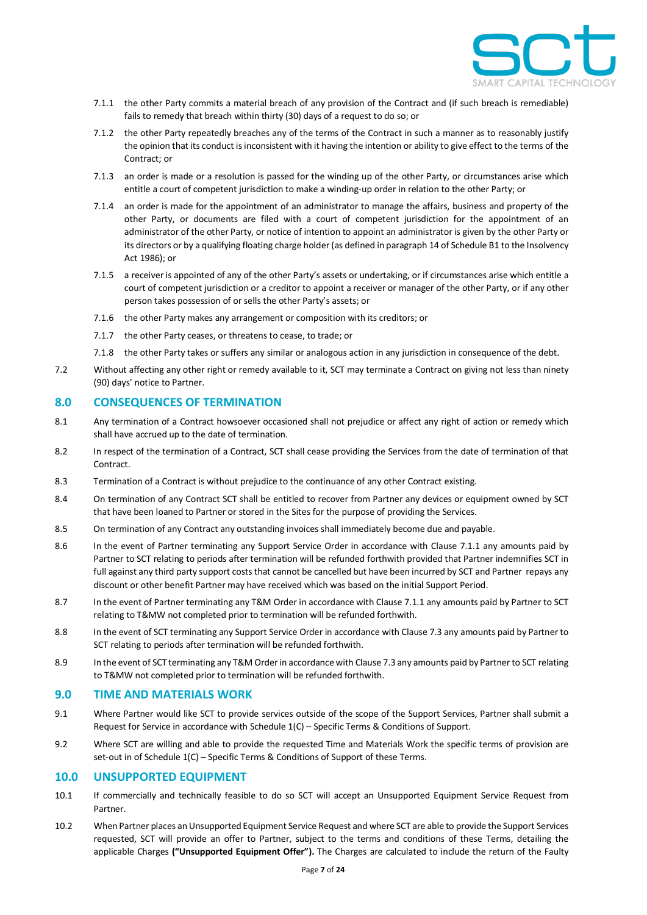7.1.1 the other Party commits a material breach of any provision of the Contract and (if such breach is remediable) fails to remedy that breach within thirty (30) days of a request to do so; or

7.1.2 the other Party repeatedly breaches any of the terms of the Contract in such a manner as to reasonably justify the opinion that its conduct is inconsistent with it having the intention or ability to give effect to the terms of the Contract; or

7.1.3 an order is made or a resolution is passed for the winding up of the other Party, or circumstances arise which entitle a court of competent jurisdiction to make a winding-up order in relation to the other Party; or

7.1.4 an order is made for the appointment of an administrator to manage the affairs, business and property of the other Party, or documents are filed with a court of competent jurisdiction for the appointment of an administrator of the other Party, or notice of intention to appoint an administrator is given by the other Party or its directors or by a qualifying floating charge holder (as defined in paragraph 14 of Schedule B1 to the Insolvency Act 1986); or

7.1.5 a receiver is appointed of any of the other Party's assets or undertaking, or if circumstances arise which entitle a court of competent jurisdiction or a creditor to appoint a receiver or manager of the other Party, or if any other person takes possession of or sells the other Party's assets; or

7.1.6 the other Party makes any arrangement or composition with its creditors; or

7.1.7 the other Party ceases, or threatens to cease, to trade; or

7.1.8 the other Party takes or suffers any similar or analogous action in any jurisdiction in consequence of the debt.

7.2 Without affecting any other right or remedy available to it, SCT may terminate a Contract on giving not less than ninety (90) days' notice to Partner.

## 8.0 CONSEQUENCES OF TERMINATION

8.1 Any termination of a Contract howsoever occasioned shall not prejudice or affect any right of action or remedy which shall have accrued up to the date of termination.

8.2 In respect of the termination of a Contract, SCT shall cease providing the Services from the date of termination of that Contract.

8.3 Termination of a Contract is without prejudice to the continuance of any other Contract existing.

8.4 On termination of any Contract SCT shall be entitled to recover from Partner any devices or equipment owned by SCT that have been loaned to Partner or stored in the Sites for the purpose of providing the Services.

8.5 On termination of any Contract any outstanding invoices shall immediately become due and payable.

8.6 In the event of Partner terminating any Support Service Order in accordance with Clause 7.1.1 any amounts paid by Partner to SCT relating to periods after termination will be refunded forthwith provided that Partner indemnifies SCT in full against any third party support costs that cannot be cancelled but have been incurred by SCT and Partner repays any discount or other benefit Partner may have received which was based on the initial Support Period.

8.7 In the event of Partner terminating any T&M Order in accordance with Clause 7.1.1 any amounts paid by Partner to SCT relating to T&MW not completed prior to termination will be refunded forthwith.

8.8 In the event of SCT terminating any Support Service Order in accordance with Clause 7.3 any amounts paid by Partner to SCT relating to periods after termination will be refunded forthwith.

8.9 In the event of SCT terminating any T&M Order in accordance with Clause 7.3 any amounts paid by Partner to SCT relating to T&MW not completed prior to termination will be refunded forthwith.

## 9.0 TIME AND MATERIALS WORK

9.1 Where Partner would like SCT to provide services outside of the scope of the Support Services, Partner shall submit a Request for Service in accordance with Schedule 1(C) – Specific Terms & Conditions of Support.

9.2 Where SCT are willing and able to provide the requested Time and Materials Work the specific terms of provision are set-out in of Schedule 1(C) – Specific Terms & Conditions of Support of these Terms.

## 10.0 UNSUPPORTED EQUIPMENT

10.1 If commercially and technically feasible to do so SCT will accept an Unsupported Equipment Service Request from Partner.

10.2 When Partner places an Unsupported Equipment Service Request and where SCT are able to provide the Support Services requested, SCT will provide an offer to Partner, subject to the terms and conditions of these Terms, detailing the applicable Charges **("Unsupported Equipment Offer").** The Charges are calculated to include the return of the Faulty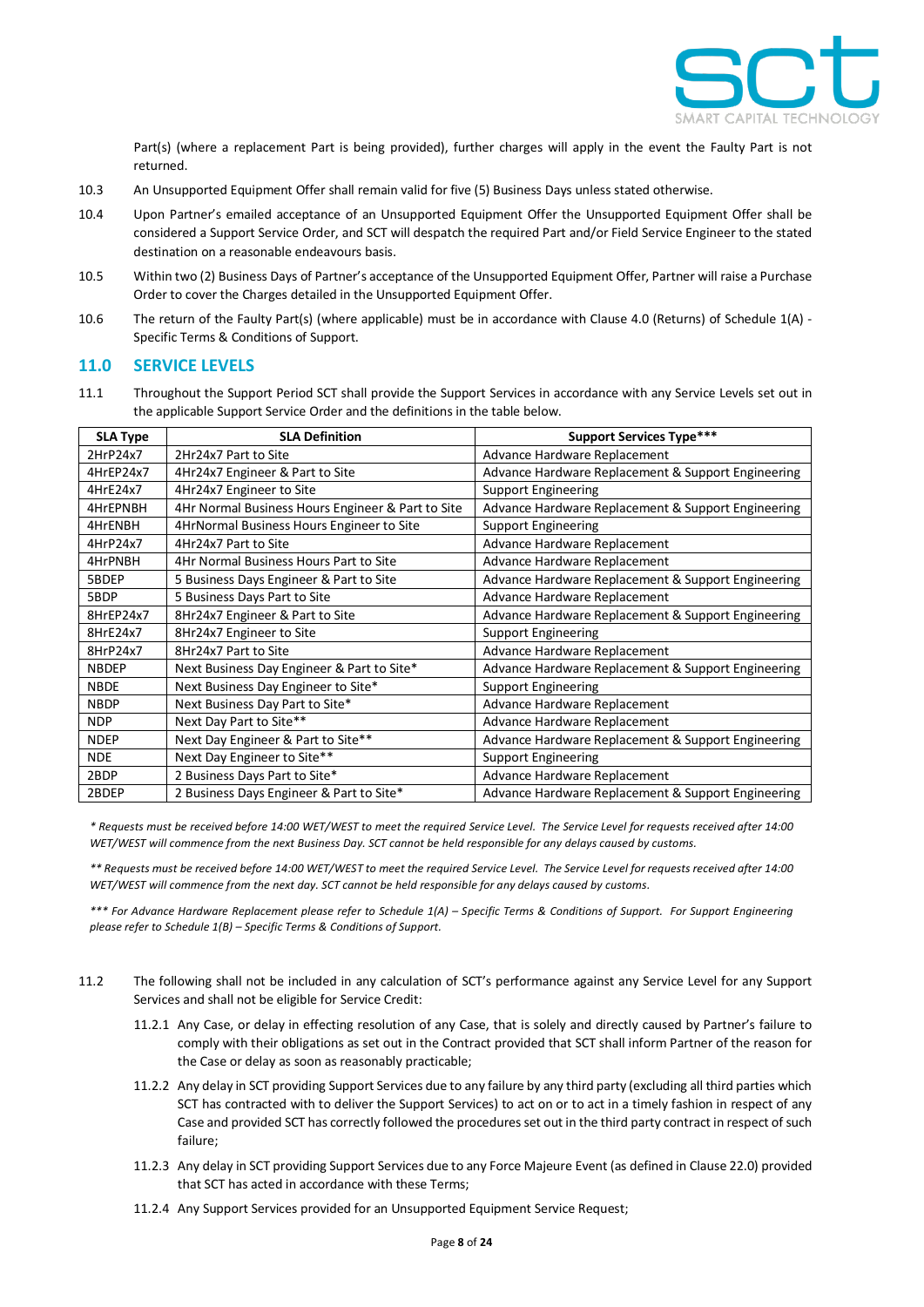Part(s) (where a replacement Part is being provided), further charges will apply in the event the Faulty Part is not returned.

10.3 An Unsupported Equipment Offer shall remain valid for five (5) Business Days unless stated otherwise.

10.4 Upon Partner's emailed acceptance of an Unsupported Equipment Offer the Unsupported Equipment Offer shall be considered a Support Service Order, and SCT will despatch the required Part and/or Field Service Engineer to the stated destination on a reasonable endeavours basis.

10.5 Within two (2) Business Days of Partner's acceptance of the Unsupported Equipment Offer, Partner will raise a Purchase Order to cover the Charges detailed in the Unsupported Equipment Offer.

10.6 The return of the Faulty Part(s) (where applicable) must be in accordance with Clause 4.0 (Returns) of Schedule 1(A) - Specific Terms & Conditions of Support.

## 11.0 SERVICE LEVELS

11.1 Throughout the Support Period SCT shall provide the Support Services in accordance with any Service Levels set out in the applicable Support Service Order and the definitions in the table below.

| SLA Type | SLA Definition | Support Services Type*** |
|---|---|---|
| 2HrP24x7 | 2Hr24x7 Part to Site | Advance Hardware Replacement |
| 4HrEP24x7 | 4Hr24x7 Engineer & Part to Site | Advance Hardware Replacement & Support Engineering |
| 4HrE24x7 | 4Hr24x7 Engineer to Site | Support Engineering |
| 4HrEPNBH | 4Hr Normal Business Hours Engineer & Part to Site | Advance Hardware Replacement & Support Engineering |
| 4HrENBH | 4HrNormal Business Hours Engineer to Site | Support Engineering |
| 4HrP24x7 | 4Hr24x7 Part to Site | Advance Hardware Replacement |
| 4HrPNBH | 4Hr Normal Business Hours Part to Site | Advance Hardware Replacement |
| 5BDEP | 5 Business Days Engineer & Part to Site | Advance Hardware Replacement & Support Engineering |
| 5BDP | 5 Business Days Part to Site | Advance Hardware Replacement |
| 8HrEP24x7 | 8Hr24x7 Engineer & Part to Site | Advance Hardware Replacement & Support Engineering |
| 8HrE24x7 | 8Hr24x7 Engineer to Site | Support Engineering |
| 8HrP24x7 | 8Hr24x7 Part to Site | Advance Hardware Replacement |
| NBDEP | Next Business Day Engineer & Part to Site* | Advance Hardware Replacement & Support Engineering |
| NBDE | Next Business Day Engineer to Site* | Support Engineering |
| NBDP | Next Business Day Part to Site* | Advance Hardware Replacement |
| NDP | Next Day Part to Site** | Advance Hardware Replacement |
| NDEP | Next Day Engineer & Part to Site** | Advance Hardware Replacement & Support Engineering |
| NDE | Next Day Engineer to Site** | Support Engineering |
| 2BDP | 2 Business Days Part to Site* | Advance Hardware Replacement |
| 2BDEP | 2 Business Days Engineer & Part to Site* | Advance Hardware Replacement & Support Engineering |

*\* Requests must be received before 14:00 WET/WEST to meet the required Service Level. The Service Level for requests received after 14:00 WET/WEST will commence from the next Business Day. SCT cannot be held responsible for any delays caused by customs.*

*\*\* Requests must be received before 14:00 WET/WEST to meet the required Service Level. The Service Level for requests received after 14:00 WET/WEST will commence from the next day. SCT cannot be held responsible for any delays caused by customs.*

*\*\*\* For Advance Hardware Replacement please refer to Schedule 1(A) – Specific Terms & Conditions of Support. For Support Engineering please refer to Schedule 1(B) – Specific Terms & Conditions of Support.*

11.2 The following shall not be included in any calculation of SCT's performance against any Service Level for any Support Services and shall not be eligible for Service Credit:

11.2.1 Any Case, or delay in effecting resolution of any Case, that is solely and directly caused by Partner's failure to comply with their obligations as set out in the Contract provided that SCT shall inform Partner of the reason for the Case or delay as soon as reasonably practicable;

11.2.2 Any delay in SCT providing Support Services due to any failure by any third party (excluding all third parties which SCT has contracted with to deliver the Support Services) to act on or to act in a timely fashion in respect of any Case and provided SCT has correctly followed the procedures set out in the third party contract in respect of such failure;

11.2.3 Any delay in SCT providing Support Services due to any Force Majeure Event (as defined in Clause 22.0) provided that SCT has acted in accordance with these Terms;

11.2.4 Any Support Services provided for an Unsupported Equipment Service Request;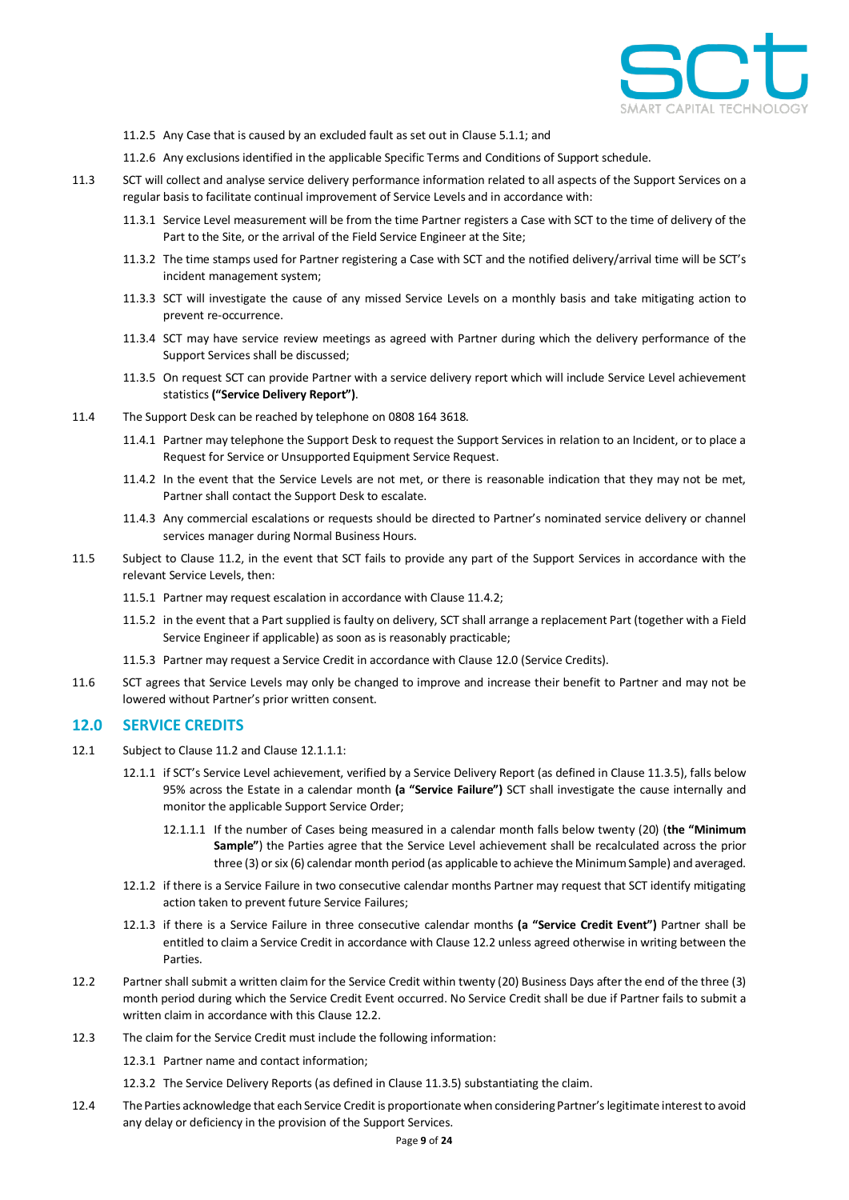11.2.5 Any Case that is caused by an excluded fault as set out in Clause 5.1.1; and

11.2.6 Any exclusions identified in the applicable Specific Terms and Conditions of Support schedule.

11.3 SCT will collect and analyse service delivery performance information related to all aspects of the Support Services on a regular basis to facilitate continual improvement of Service Levels and in accordance with:

11.3.1 Service Level measurement will be from the time Partner registers a Case with SCT to the time of delivery of the Part to the Site, or the arrival of the Field Service Engineer at the Site;

11.3.2 The time stamps used for Partner registering a Case with SCT and the notified delivery/arrival time will be SCT's incident management system;

11.3.3 SCT will investigate the cause of any missed Service Levels on a monthly basis and take mitigating action to prevent re-occurrence.

11.3.4 SCT may have service review meetings as agreed with Partner during which the delivery performance of the Support Services shall be discussed;

11.3.5 On request SCT can provide Partner with a service delivery report which will include Service Level achievement statistics **("Service Delivery Report")**.

11.4 The Support Desk can be reached by telephone on 0808 164 3618.

11.4.1 Partner may telephone the Support Desk to request the Support Services in relation to an Incident, or to place a Request for Service or Unsupported Equipment Service Request.

11.4.2 In the event that the Service Levels are not met, or there is reasonable indication that they may not be met, Partner shall contact the Support Desk to escalate.

11.4.3 Any commercial escalations or requests should be directed to Partner's nominated service delivery or channel services manager during Normal Business Hours.

11.5 Subject to Clause 11.2, in the event that SCT fails to provide any part of the Support Services in accordance with the relevant Service Levels, then:

11.5.1 Partner may request escalation in accordance with Clause 11.4.2;

11.5.2 in the event that a Part supplied is faulty on delivery, SCT shall arrange a replacement Part (together with a Field Service Engineer if applicable) as soon as is reasonably practicable;

11.5.3 Partner may request a Service Credit in accordance with Clause 12.0 (Service Credits).

11.6 SCT agrees that Service Levels may only be changed to improve and increase their benefit to Partner and may not be lowered without Partner's prior written consent.

## 12.0 SERVICE CREDITS

12.1 Subject to Clause 11.2 and Clause 12.1.1.1:

12.1.1 if SCT's Service Level achievement, verified by a Service Delivery Report (as defined in Clause 11.3.5), falls below 95% across the Estate in a calendar month **(a "Service Failure")** SCT shall investigate the cause internally and monitor the applicable Support Service Order;

12.1.1.1 If the number of Cases being measured in a calendar month falls below twenty (20) (**the "Minimum Sample"**) the Parties agree that the Service Level achievement shall be recalculated across the prior three (3) or six (6) calendar month period (as applicable to achieve the Minimum Sample) and averaged.

12.1.2 if there is a Service Failure in two consecutive calendar months Partner may request that SCT identify mitigating action taken to prevent future Service Failures;

12.1.3 if there is a Service Failure in three consecutive calendar months **(a "Service Credit Event")** Partner shall be entitled to claim a Service Credit in accordance with Clause 12.2 unless agreed otherwise in writing between the Parties.

12.2 Partner shall submit a written claim for the Service Credit within twenty (20) Business Days after the end of the three (3) month period during which the Service Credit Event occurred. No Service Credit shall be due if Partner fails to submit a written claim in accordance with this Clause 12.2.

12.3 The claim for the Service Credit must include the following information:

12.3.1 Partner name and contact information;

12.3.2 The Service Delivery Reports (as defined in Clause 11.3.5) substantiating the claim.

12.4 The Parties acknowledge that each Service Credit is proportionate when considering Partner's legitimate interest to avoid any delay or deficiency in the provision of the Support Services.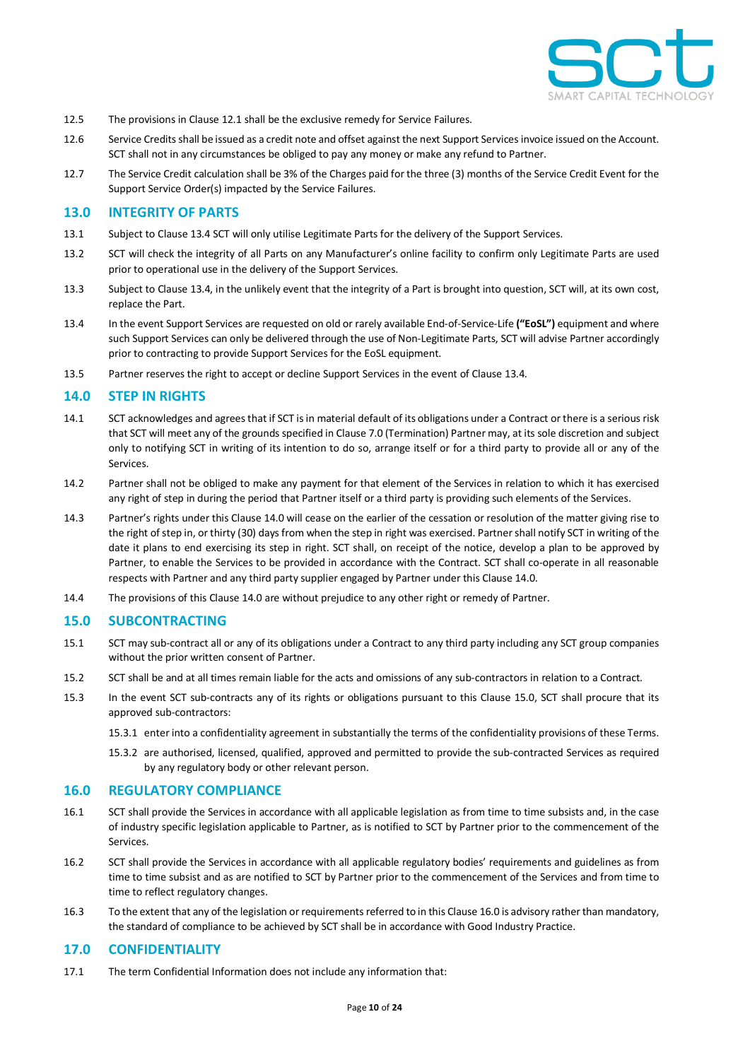12.5 The provisions in Clause 12.1 shall be the exclusive remedy for Service Failures.

12.6 Service Credits shall be issued as a credit note and offset against the next Support Services invoice issued on the Account. SCT shall not in any circumstances be obliged to pay any money or make any refund to Partner.

12.7 The Service Credit calculation shall be 3% of the Charges paid for the three (3) months of the Service Credit Event for the Support Service Order(s) impacted by the Service Failures.

## 13.0 INTEGRITY OF PARTS

13.1 Subject to Clause 13.4 SCT will only utilise Legitimate Parts for the delivery of the Support Services.

13.2 SCT will check the integrity of all Parts on any Manufacturer's online facility to confirm only Legitimate Parts are used prior to operational use in the delivery of the Support Services.

13.3 Subject to Clause 13.4, in the unlikely event that the integrity of a Part is brought into question, SCT will, at its own cost, replace the Part.

13.4 In the event Support Services are requested on old or rarely available End-of-Service-Life **("EoSL")** equipment and where such Support Services can only be delivered through the use of Non-Legitimate Parts, SCT will advise Partner accordingly prior to contracting to provide Support Services for the EoSL equipment.

13.5 Partner reserves the right to accept or decline Support Services in the event of Clause 13.4.

## 14.0 STEP IN RIGHTS

14.1 SCT acknowledges and agrees that if SCT is in material default of its obligations under a Contract or there is a serious risk that SCT will meet any of the grounds specified in Clause 7.0 (Termination) Partner may, at its sole discretion and subject only to notifying SCT in writing of its intention to do so, arrange itself or for a third party to provide all or any of the Services.

14.2 Partner shall not be obliged to make any payment for that element of the Services in relation to which it has exercised any right of step in during the period that Partner itself or a third party is providing such elements of the Services.

14.3 Partner's rights under this Clause 14.0 will cease on the earlier of the cessation or resolution of the matter giving rise to the right of step in, or thirty (30) days from when the step in right was exercised. Partner shall notify SCT in writing of the date it plans to end exercising its step in right. SCT shall, on receipt of the notice, develop a plan to be approved by Partner, to enable the Services to be provided in accordance with the Contract. SCT shall co-operate in all reasonable respects with Partner and any third party supplier engaged by Partner under this Clause 14.0.

14.4 The provisions of this Clause 14.0 are without prejudice to any other right or remedy of Partner.

## 15.0 SUBCONTRACTING

15.1 SCT may sub-contract all or any of its obligations under a Contract to any third party including any SCT group companies without the prior written consent of Partner.

15.2 SCT shall be and at all times remain liable for the acts and omissions of any sub-contractors in relation to a Contract.

15.3 In the event SCT sub-contracts any of its rights or obligations pursuant to this Clause 15.0, SCT shall procure that its approved sub-contractors:

15.3.1 enter into a confidentiality agreement in substantially the terms of the confidentiality provisions of these Terms.

15.3.2 are authorised, licensed, qualified, approved and permitted to provide the sub-contracted Services as required by any regulatory body or other relevant person.

## 16.0 REGULATORY COMPLIANCE

16.1 SCT shall provide the Services in accordance with all applicable legislation as from time to time subsists and, in the case of industry specific legislation applicable to Partner, as is notified to SCT by Partner prior to the commencement of the Services.

16.2 SCT shall provide the Services in accordance with all applicable regulatory bodies' requirements and guidelines as from time to time subsist and as are notified to SCT by Partner prior to the commencement of the Services and from time to time to reflect regulatory changes.

16.3 To the extent that any of the legislation or requirements referred to in this Clause 16.0 is advisory rather than mandatory, the standard of compliance to be achieved by SCT shall be in accordance with Good Industry Practice.

## 17.0 CONFIDENTIALITY

17.1 The term Confidential Information does not include any information that: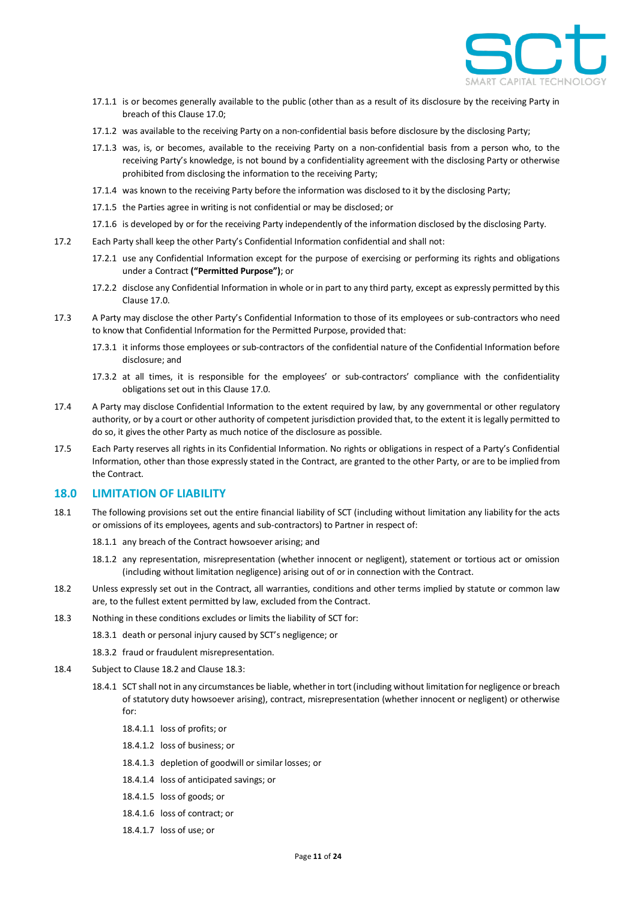17.1.1 is or becomes generally available to the public (other than as a result of its disclosure by the receiving Party in breach of this Clause 17.0;

17.1.2 was available to the receiving Party on a non-confidential basis before disclosure by the disclosing Party;

17.1.3 was, is, or becomes, available to the receiving Party on a non-confidential basis from a person who, to the receiving Party's knowledge, is not bound by a confidentiality agreement with the disclosing Party or otherwise prohibited from disclosing the information to the receiving Party;

17.1.4 was known to the receiving Party before the information was disclosed to it by the disclosing Party;

17.1.5 the Parties agree in writing is not confidential or may be disclosed; or

17.1.6 is developed by or for the receiving Party independently of the information disclosed by the disclosing Party.

17.2 Each Party shall keep the other Party's Confidential Information confidential and shall not:

17.2.1 use any Confidential Information except for the purpose of exercising or performing its rights and obligations under a Contract **("Permitted Purpose")**; or

17.2.2 disclose any Confidential Information in whole or in part to any third party, except as expressly permitted by this Clause 17.0.

17.3 A Party may disclose the other Party's Confidential Information to those of its employees or sub-contractors who need to know that Confidential Information for the Permitted Purpose, provided that:

17.3.1 it informs those employees or sub-contractors of the confidential nature of the Confidential Information before disclosure; and

17.3.2 at all times, it is responsible for the employees' or sub-contractors' compliance with the confidentiality obligations set out in this Clause 17.0.

17.4 A Party may disclose Confidential Information to the extent required by law, by any governmental or other regulatory authority, or by a court or other authority of competent jurisdiction provided that, to the extent it is legally permitted to do so, it gives the other Party as much notice of the disclosure as possible.

17.5 Each Party reserves all rights in its Confidential Information. No rights or obligations in respect of a Party's Confidential Information, other than those expressly stated in the Contract, are granted to the other Party, or are to be implied from the Contract.

## 18.0 LIMITATION OF LIABILITY

18.1 The following provisions set out the entire financial liability of SCT (including without limitation any liability for the acts or omissions of its employees, agents and sub-contractors) to Partner in respect of:

18.1.1 any breach of the Contract howsoever arising; and

18.1.2 any representation, misrepresentation (whether innocent or negligent), statement or tortious act or omission (including without limitation negligence) arising out of or in connection with the Contract.

18.2 Unless expressly set out in the Contract, all warranties, conditions and other terms implied by statute or common law are, to the fullest extent permitted by law, excluded from the Contract.

18.3 Nothing in these conditions excludes or limits the liability of SCT for:

18.3.1 death or personal injury caused by SCT's negligence; or

18.3.2 fraud or fraudulent misrepresentation.

18.4 Subject to Clause 18.2 and Clause 18.3:

18.4.1 SCT shall not in any circumstances be liable, whether in tort (including without limitation for negligence or breach of statutory duty howsoever arising), contract, misrepresentation (whether innocent or negligent) or otherwise for:

18.4.1.1 loss of profits; or

18.4.1.2 loss of business; or

18.4.1.3 depletion of goodwill or similar losses; or

18.4.1.4 loss of anticipated savings; or

18.4.1.5 loss of goods; or

18.4.1.6 loss of contract; or

18.4.1.7 loss of use; or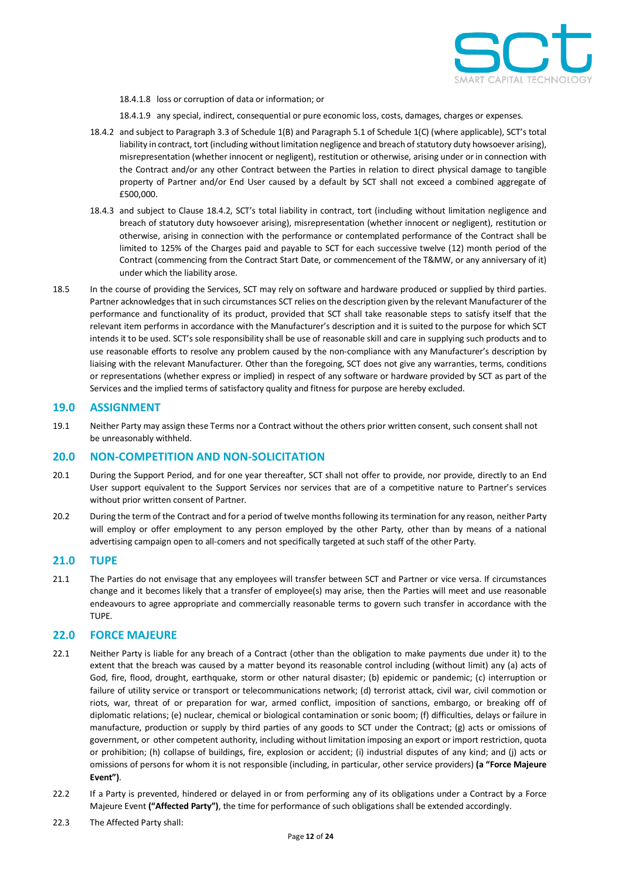18.4.1.8 loss or corruption of data or information; or

18.4.1.9 any special, indirect, consequential or pure economic loss, costs, damages, charges or expenses.

18.4.2 and subject to Paragraph 3.3 of Schedule 1(B) and Paragraph 5.1 of Schedule 1(C) (where applicable), SCT's total liability in contract, tort (including without limitation negligence and breach of statutory duty howsoever arising), misrepresentation (whether innocent or negligent), restitution or otherwise, arising under or in connection with the Contract and/or any other Contract between the Parties in relation to direct physical damage to tangible property of Partner and/or End User caused by a default by SCT shall not exceed a combined aggregate of £500,000.

18.4.3 and subject to Clause 18.4.2, SCT's total liability in contract, tort (including without limitation negligence and breach of statutory duty howsoever arising), misrepresentation (whether innocent or negligent), restitution or otherwise, arising in connection with the performance or contemplated performance of the Contract shall be limited to 125% of the Charges paid and payable to SCT for each successive twelve (12) month period of the Contract (commencing from the Contract Start Date, or commencement of the T&MW, or any anniversary of it) under which the liability arose.

18.5 In the course of providing the Services, SCT may rely on software and hardware produced or supplied by third parties. Partner acknowledges that in such circumstances SCT relies on the description given by the relevant Manufacturer of the performance and functionality of its product, provided that SCT shall take reasonable steps to satisfy itself that the relevant item performs in accordance with the Manufacturer's description and it is suited to the purpose for which SCT intends it to be used. SCT's sole responsibility shall be use of reasonable skill and care in supplying such products and to use reasonable efforts to resolve any problem caused by the non-compliance with any Manufacturer's description by liaising with the relevant Manufacturer. Other than the foregoing, SCT does not give any warranties, terms, conditions or representations (whether express or implied) in respect of any software or hardware provided by SCT as part of the Services and the implied terms of satisfactory quality and fitness for purpose are hereby excluded.

## 19.0 ASSIGNMENT

19.1 Neither Party may assign these Terms nor a Contract without the others prior written consent, such consent shall not be unreasonably withheld.

## 20.0 NON-COMPETITION AND NON-SOLICITATION

20.1 During the Support Period, and for one year thereafter, SCT shall not offer to provide, nor provide, directly to an End User support equivalent to the Support Services nor services that are of a competitive nature to Partner's services without prior written consent of Partner.

20.2 During the term of the Contract and for a period of twelve months following its termination for any reason, neither Party will employ or offer employment to any person employed by the other Party, other than by means of a national advertising campaign open to all-comers and not specifically targeted at such staff of the other Party.

## 21.0 TUPE

21.1 The Parties do not envisage that any employees will transfer between SCT and Partner or vice versa. If circumstances change and it becomes likely that a transfer of employee(s) may arise, then the Parties will meet and use reasonable endeavours to agree appropriate and commercially reasonable terms to govern such transfer in accordance with the TUPE.

## 22.0 FORCE MAJEURE

22.1 Neither Party is liable for any breach of a Contract (other than the obligation to make payments due under it) to the extent that the breach was caused by a matter beyond its reasonable control including (without limit) any (a) acts of God, fire, flood, drought, earthquake, storm or other natural disaster; (b) epidemic or pandemic; (c) interruption or failure of utility service or transport or telecommunications network; (d) terrorist attack, civil war, civil commotion or riots, war, threat of or preparation for war, armed conflict, imposition of sanctions, embargo, or breaking off of diplomatic relations; (e) nuclear, chemical or biological contamination or sonic boom; (f) difficulties, delays or failure in manufacture, production or supply by third parties of any goods to SCT under the Contract; (g) acts or omissions of government, or other competent authority, including without limitation imposing an export or import restriction, quota or prohibition; (h) collapse of buildings, fire, explosion or accident; (i) industrial disputes of any kind; and (j) acts or omissions of persons for whom it is not responsible (including, in particular, other service providers) **(a "Force Majeure Event")**.

22.2 If a Party is prevented, hindered or delayed in or from performing any of its obligations under a Contract by a Force Majeure Event **("Affected Party")**, the time for performance of such obligations shall be extended accordingly.

22.3 The Affected Party shall: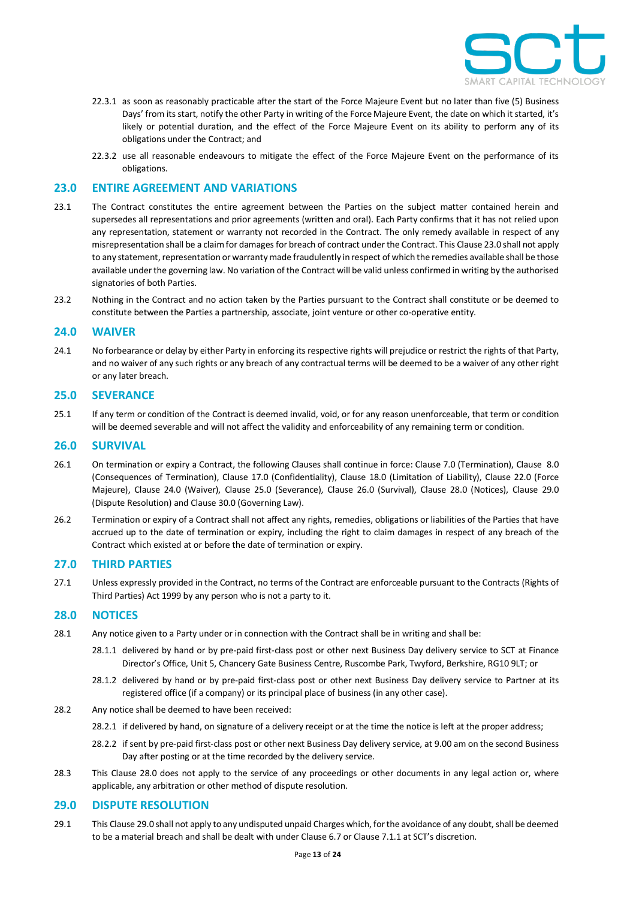22.3.1 as soon as reasonably practicable after the start of the Force Majeure Event but no later than five (5) Business Days' from its start, notify the other Party in writing of the Force Majeure Event, the date on which it started, it's likely or potential duration, and the effect of the Force Majeure Event on its ability to perform any of its obligations under the Contract; and

22.3.2 use all reasonable endeavours to mitigate the effect of the Force Majeure Event on the performance of its obligations.

## 23.0 ENTIRE AGREEMENT AND VARIATIONS

23.1 The Contract constitutes the entire agreement between the Parties on the subject matter contained herein and supersedes all representations and prior agreements (written and oral). Each Party confirms that it has not relied upon any representation, statement or warranty not recorded in the Contract. The only remedy available in respect of any misrepresentation shall be a claim for damages for breach of contract under the Contract. This Clause 23.0 shall not apply to any statement, representation or warranty made fraudulently in respect of which the remedies available shall be those available under the governing law. No variation of the Contract will be valid unless confirmed in writing by the authorised signatories of both Parties.

23.2 Nothing in the Contract and no action taken by the Parties pursuant to the Contract shall constitute or be deemed to constitute between the Parties a partnership, associate, joint venture or other co-operative entity.

## 24.0 WAIVER

24.1 No forbearance or delay by either Party in enforcing its respective rights will prejudice or restrict the rights of that Party, and no waiver of any such rights or any breach of any contractual terms will be deemed to be a waiver of any other right or any later breach.

## 25.0 SEVERANCE

25.1 If any term or condition of the Contract is deemed invalid, void, or for any reason unenforceable, that term or condition will be deemed severable and will not affect the validity and enforceability of any remaining term or condition.

## 26.0 SURVIVAL

26.1 On termination or expiry a Contract, the following Clauses shall continue in force: Clause 7.0 (Termination), Clause 8.0 (Consequences of Termination), Clause 17.0 (Confidentiality), Clause 18.0 (Limitation of Liability), Clause 22.0 (Force Majeure), Clause 24.0 (Waiver), Clause 25.0 (Severance), Clause 26.0 (Survival), Clause 28.0 (Notices), Clause 29.0 (Dispute Resolution) and Clause 30.0 (Governing Law).

26.2 Termination or expiry of a Contract shall not affect any rights, remedies, obligations or liabilities of the Parties that have accrued up to the date of termination or expiry, including the right to claim damages in respect of any breach of the Contract which existed at or before the date of termination or expiry.

## 27.0 THIRD PARTIES

27.1 Unless expressly provided in the Contract, no terms of the Contract are enforceable pursuant to the Contracts (Rights of Third Parties) Act 1999 by any person who is not a party to it.

## 28.0 NOTICES

28.1 Any notice given to a Party under or in connection with the Contract shall be in writing and shall be:

28.1.1 delivered by hand or by pre-paid first-class post or other next Business Day delivery service to SCT at Finance Director's Office, Unit 5, Chancery Gate Business Centre, Ruscombe Park, Twyford, Berkshire, RG10 9LT; or

28.1.2 delivered by hand or by pre-paid first-class post or other next Business Day delivery service to Partner at its registered office (if a company) or its principal place of business (in any other case).

28.2 Any notice shall be deemed to have been received:

28.2.1 if delivered by hand, on signature of a delivery receipt or at the time the notice is left at the proper address;

28.2.2 if sent by pre-paid first-class post or other next Business Day delivery service, at 9.00 am on the second Business Day after posting or at the time recorded by the delivery service.

28.3 This Clause 28.0 does not apply to the service of any proceedings or other documents in any legal action or, where applicable, any arbitration or other method of dispute resolution.

## 29.0 DISPUTE RESOLUTION

29.1 This Clause 29.0 shall not apply to any undisputed unpaid Charges which, for the avoidance of any doubt, shall be deemed to be a material breach and shall be dealt with under Clause 6.7 or Clause 7.1.1 at SCT's discretion.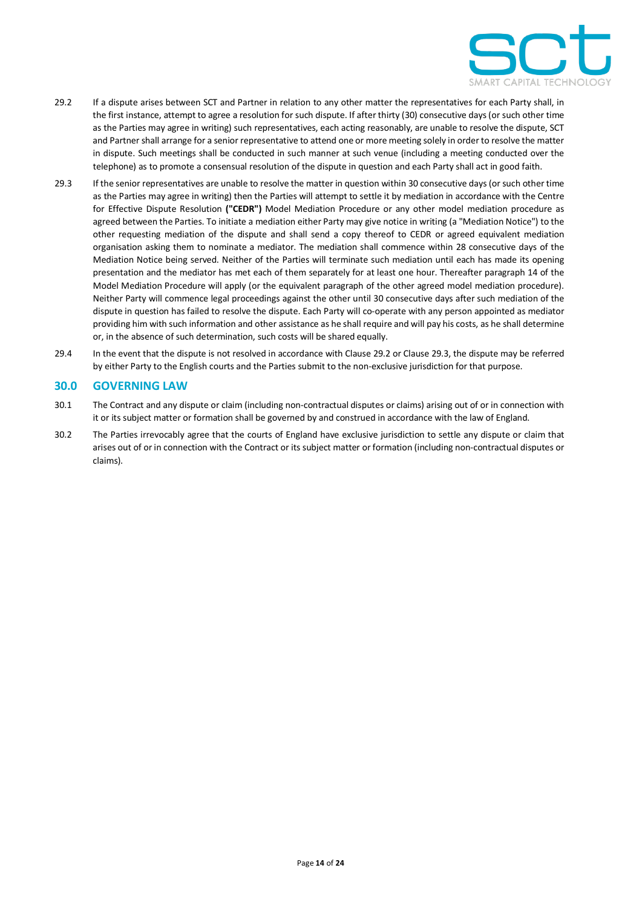29.2 If a dispute arises between SCT and Partner in relation to any other matter the representatives for each Party shall, in the first instance, attempt to agree a resolution for such dispute. If after thirty (30) consecutive days (or such other time as the Parties may agree in writing) such representatives, each acting reasonably, are unable to resolve the dispute, SCT and Partner shall arrange for a senior representative to attend one or more meeting solely in order to resolve the matter in dispute. Such meetings shall be conducted in such manner at such venue (including a meeting conducted over the telephone) as to promote a consensual resolution of the dispute in question and each Party shall act in good faith.

29.3 If the senior representatives are unable to resolve the matter in question within 30 consecutive days (or such other time as the Parties may agree in writing) then the Parties will attempt to settle it by mediation in accordance with the Centre for Effective Dispute Resolution **("CEDR")** Model Mediation Procedure or any other model mediation procedure as agreed between the Parties. To initiate a mediation either Party may give notice in writing (a "Mediation Notice") to the other requesting mediation of the dispute and shall send a copy thereof to CEDR or agreed equivalent mediation organisation asking them to nominate a mediator. The mediation shall commence within 28 consecutive days of the Mediation Notice being served. Neither of the Parties will terminate such mediation until each has made its opening presentation and the mediator has met each of them separately for at least one hour. Thereafter paragraph 14 of the Model Mediation Procedure will apply (or the equivalent paragraph of the other agreed model mediation procedure). Neither Party will commence legal proceedings against the other until 30 consecutive days after such mediation of the dispute in question has failed to resolve the dispute. Each Party will co-operate with any person appointed as mediator providing him with such information and other assistance as he shall require and will pay his costs, as he shall determine or, in the absence of such determination, such costs will be shared equally.

29.4 In the event that the dispute is not resolved in accordance with Clause 29.2 or Clause 29.3, the dispute may be referred by either Party to the English courts and the Parties submit to the non-exclusive jurisdiction for that purpose.

## 30.0 GOVERNING LAW

30.1 The Contract and any dispute or claim (including non-contractual disputes or claims) arising out of or in connection with it or its subject matter or formation shall be governed by and construed in accordance with the law of England.

30.2 The Parties irrevocably agree that the courts of England have exclusive jurisdiction to settle any dispute or claim that arises out of or in connection with the Contract or its subject matter or formation (including non-contractual disputes or claims).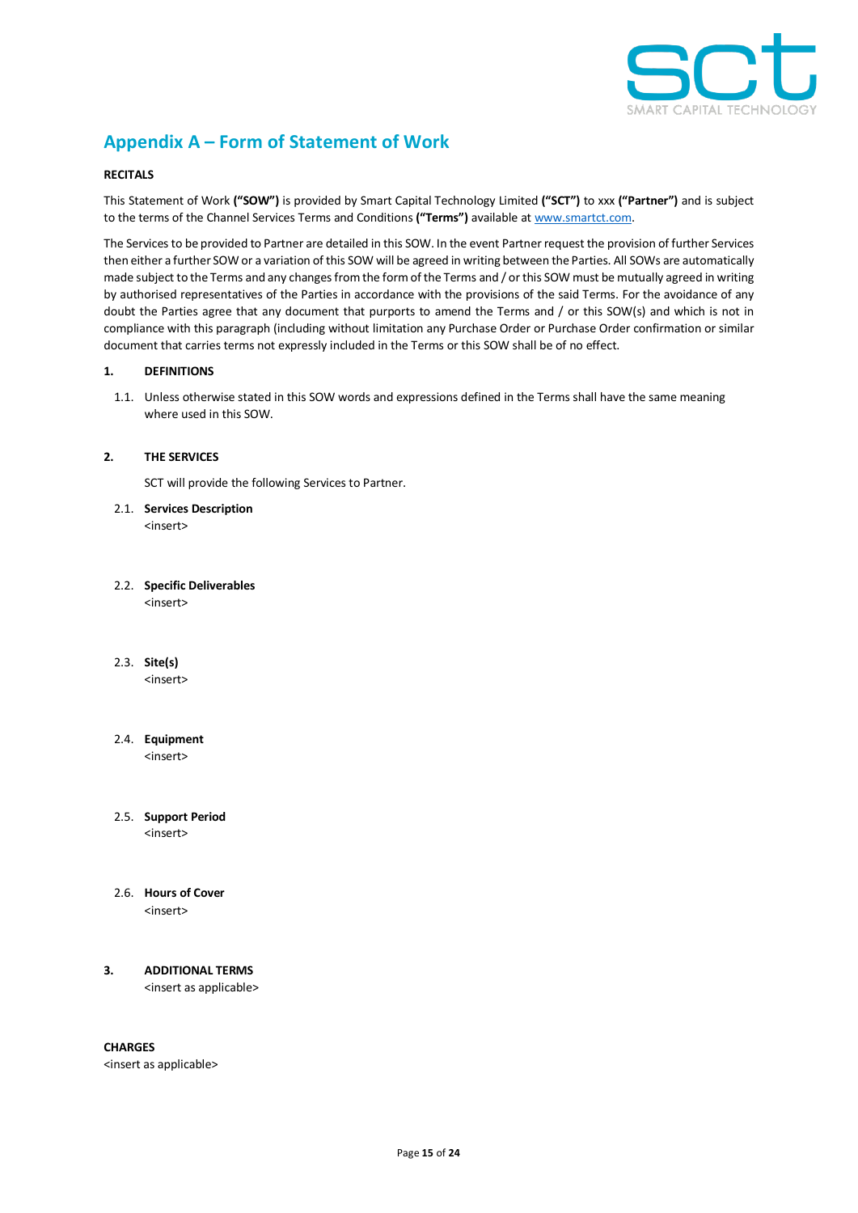# Appendix A – Form of Statement of Work

**RECITALS**

This Statement of Work **("SOW")** is provided by Smart Capital Technology Limited **("SCT")** to xxx **("Partner")** and is subject to the terms of the Channel Services Terms and Conditions **("Terms")** available at www.smartct.com.

The Services to be provided to Partner are detailed in this SOW. In the event Partner request the provision of further Services then either a further SOW or a variation of this SOW will be agreed in writing between the Parties. All SOWs are automatically made subject to the Terms and any changes from the form of the Terms and / or this SOW must be mutually agreed in writing by authorised representatives of the Parties in accordance with the provisions of the said Terms. For the avoidance of any doubt the Parties agree that any document that purports to amend the Terms and / or this SOW(s) and which is not in compliance with this paragraph (including without limitation any Purchase Order or Purchase Order confirmation or similar document that carries terms not expressly included in the Terms or this SOW shall be of no effect.

**1. DEFINITIONS**

1.1. Unless otherwise stated in this SOW words and expressions defined in the Terms shall have the same meaning where used in this SOW.

**2. THE SERVICES**

SCT will provide the following Services to Partner.

2.1. **Services Description**
<insert>

2.2. **Specific Deliverables**
<insert>

2.3. **Site(s)**
<insert>

2.4. **Equipment**
<insert>

2.5. **Support Period**
<insert>

2.6. **Hours of Cover**
<insert>

**3. ADDITIONAL TERMS**
<insert as applicable>

**CHARGES**
<insert as applicable>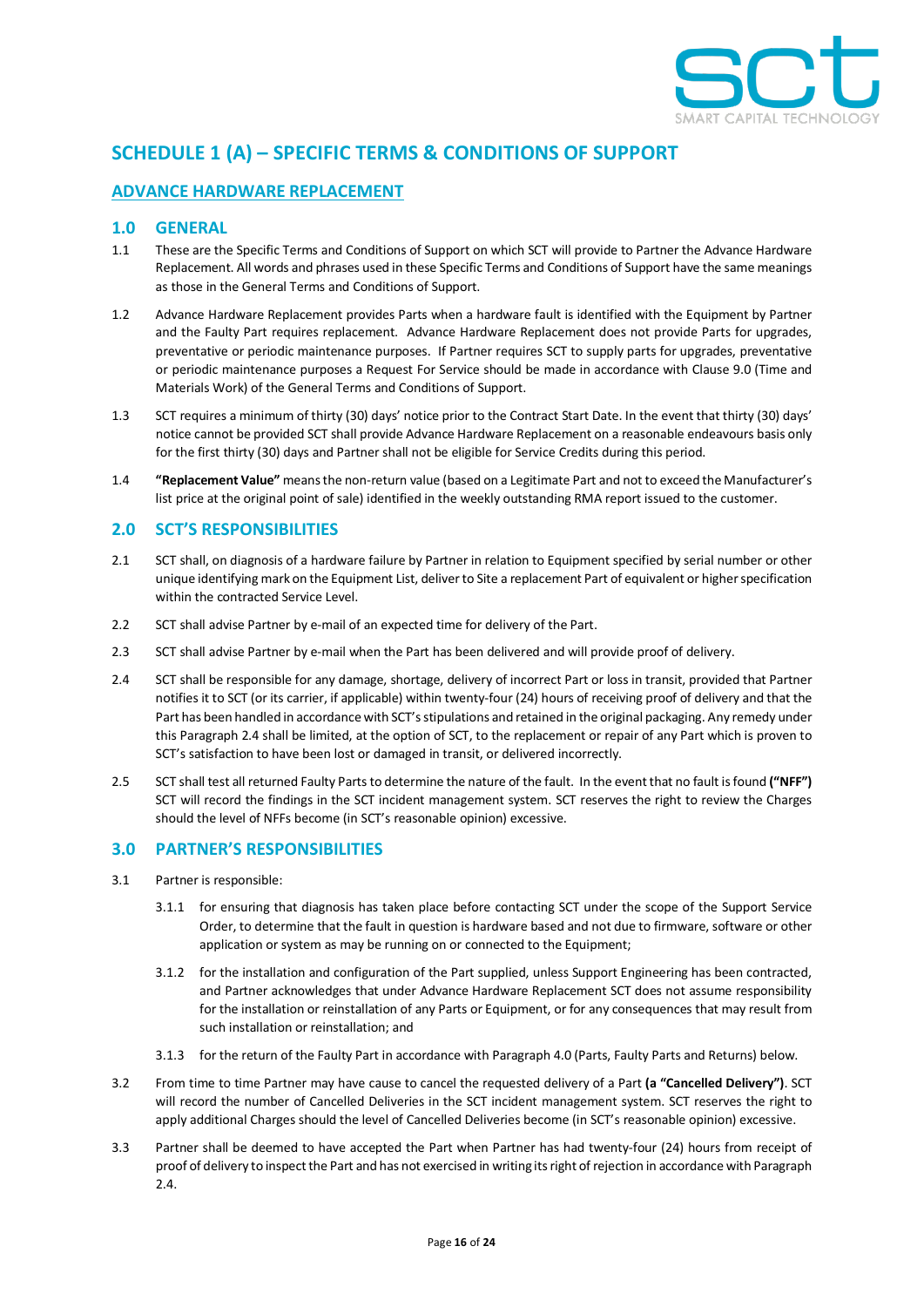# SCHEDULE 1 (A) – SPECIFIC TERMS & CONDITIONS OF SUPPORT

## ADVANCE HARDWARE REPLACEMENT

### 1.0 GENERAL

1.1 These are the Specific Terms and Conditions of Support on which SCT will provide to Partner the Advance Hardware Replacement. All words and phrases used in these Specific Terms and Conditions of Support have the same meanings as those in the General Terms and Conditions of Support.

1.2 Advance Hardware Replacement provides Parts when a hardware fault is identified with the Equipment by Partner and the Faulty Part requires replacement. Advance Hardware Replacement does not provide Parts for upgrades, preventative or periodic maintenance purposes. If Partner requires SCT to supply parts for upgrades, preventative or periodic maintenance purposes a Request For Service should be made in accordance with Clause 9.0 (Time and Materials Work) of the General Terms and Conditions of Support.

1.3 SCT requires a minimum of thirty (30) days' notice prior to the Contract Start Date. In the event that thirty (30) days' notice cannot be provided SCT shall provide Advance Hardware Replacement on a reasonable endeavours basis only for the first thirty (30) days and Partner shall not be eligible for Service Credits during this period.

1.4 **"Replacement Value"** means the non-return value (based on a Legitimate Part and not to exceed the Manufacturer's list price at the original point of sale) identified in the weekly outstanding RMA report issued to the customer.

### 2.0 SCT'S RESPONSIBILITIES

2.1 SCT shall, on diagnosis of a hardware failure by Partner in relation to Equipment specified by serial number or other unique identifying mark on the Equipment List, deliver to Site a replacement Part of equivalent or higher specification within the contracted Service Level.

2.2 SCT shall advise Partner by e-mail of an expected time for delivery of the Part.

2.3 SCT shall advise Partner by e-mail when the Part has been delivered and will provide proof of delivery.

2.4 SCT shall be responsible for any damage, shortage, delivery of incorrect Part or loss in transit, provided that Partner notifies it to SCT (or its carrier, if applicable) within twenty-four (24) hours of receiving proof of delivery and that the Part has been handled in accordance with SCT's stipulations and retained in the original packaging. Any remedy under this Paragraph 2.4 shall be limited, at the option of SCT, to the replacement or repair of any Part which is proven to SCT's satisfaction to have been lost or damaged in transit, or delivered incorrectly.

2.5 SCT shall test all returned Faulty Parts to determine the nature of the fault. In the event that no fault is found **("NFF")** SCT will record the findings in the SCT incident management system. SCT reserves the right to review the Charges should the level of NFFs become (in SCT's reasonable opinion) excessive.

### 3.0 PARTNER'S RESPONSIBILITIES

3.1 Partner is responsible:

3.1.1 for ensuring that diagnosis has taken place before contacting SCT under the scope of the Support Service Order, to determine that the fault in question is hardware based and not due to firmware, software or other application or system as may be running on or connected to the Equipment;

3.1.2 for the installation and configuration of the Part supplied, unless Support Engineering has been contracted, and Partner acknowledges that under Advance Hardware Replacement SCT does not assume responsibility for the installation or reinstallation of any Parts or Equipment, or for any consequences that may result from such installation or reinstallation; and

3.1.3 for the return of the Faulty Part in accordance with Paragraph 4.0 (Parts, Faulty Parts and Returns) below.

3.2 From time to time Partner may have cause to cancel the requested delivery of a Part **(a "Cancelled Delivery")**. SCT will record the number of Cancelled Deliveries in the SCT incident management system. SCT reserves the right to apply additional Charges should the level of Cancelled Deliveries become (in SCT's reasonable opinion) excessive.

3.3 Partner shall be deemed to have accepted the Part when Partner has had twenty-four (24) hours from receipt of proof of delivery to inspect the Part and has not exercised in writing its right of rejection in accordance with Paragraph 2.4.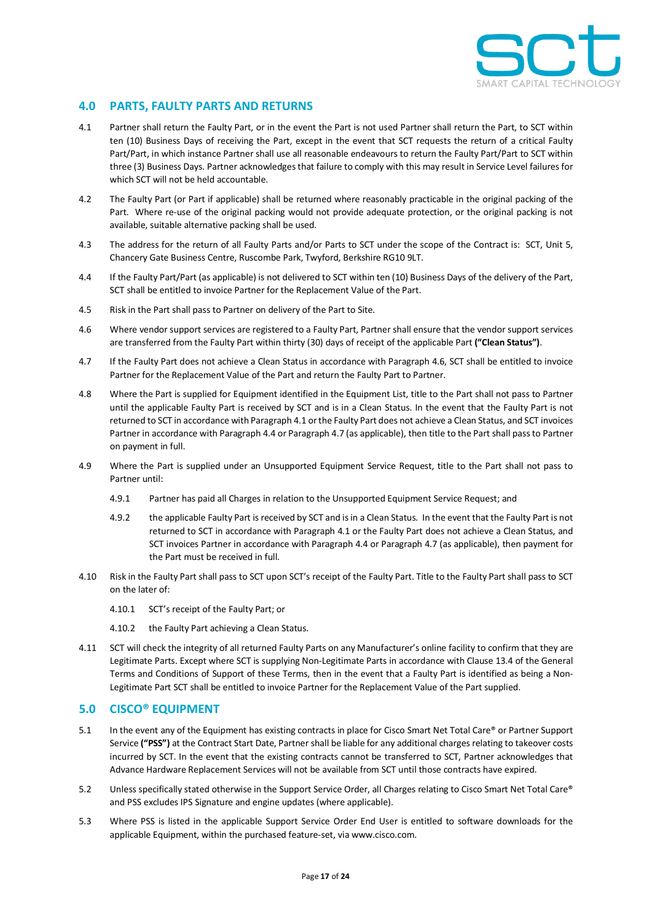## 4.0 PARTS, FAULTY PARTS AND RETURNS

4.1 Partner shall return the Faulty Part, or in the event the Part is not used Partner shall return the Part, to SCT within ten (10) Business Days of receiving the Part, except in the event that SCT requests the return of a critical Faulty Part/Part, in which instance Partner shall use all reasonable endeavours to return the Faulty Part/Part to SCT within three (3) Business Days. Partner acknowledges that failure to comply with this may result in Service Level failures for which SCT will not be held accountable.

4.2 The Faulty Part (or Part if applicable) shall be returned where reasonably practicable in the original packing of the Part. Where re-use of the original packing would not provide adequate protection, or the original packing is not available, suitable alternative packing shall be used.

4.3 The address for the return of all Faulty Parts and/or Parts to SCT under the scope of the Contract is: SCT, Unit 5, Chancery Gate Business Centre, Ruscombe Park, Twyford, Berkshire RG10 9LT.

4.4 If the Faulty Part/Part (as applicable) is not delivered to SCT within ten (10) Business Days of the delivery of the Part, SCT shall be entitled to invoice Partner for the Replacement Value of the Part.

4.5 Risk in the Part shall pass to Partner on delivery of the Part to Site.

4.6 Where vendor support services are registered to a Faulty Part, Partner shall ensure that the vendor support services are transferred from the Faulty Part within thirty (30) days of receipt of the applicable Part **("Clean Status")**.

4.7 If the Faulty Part does not achieve a Clean Status in accordance with Paragraph 4.6, SCT shall be entitled to invoice Partner for the Replacement Value of the Part and return the Faulty Part to Partner.

4.8 Where the Part is supplied for Equipment identified in the Equipment List, title to the Part shall not pass to Partner until the applicable Faulty Part is received by SCT and is in a Clean Status. In the event that the Faulty Part is not returned to SCT in accordance with Paragraph 4.1 or the Faulty Part does not achieve a Clean Status, and SCT invoices Partner in accordance with Paragraph 4.4 or Paragraph 4.7 (as applicable), then title to the Part shall pass to Partner on payment in full.

4.9 Where the Part is supplied under an Unsupported Equipment Service Request, title to the Part shall not pass to Partner until:

4.9.1 Partner has paid all Charges in relation to the Unsupported Equipment Service Request; and

4.9.2 the applicable Faulty Part is received by SCT and is in a Clean Status. In the event that the Faulty Part is not returned to SCT in accordance with Paragraph 4.1 or the Faulty Part does not achieve a Clean Status, and SCT invoices Partner in accordance with Paragraph 4.4 or Paragraph 4.7 (as applicable), then payment for the Part must be received in full.

4.10 Risk in the Faulty Part shall pass to SCT upon SCT's receipt of the Faulty Part. Title to the Faulty Part shall pass to SCT on the later of:

4.10.1 SCT's receipt of the Faulty Part; or

4.10.2 the Faulty Part achieving a Clean Status.

4.11 SCT will check the integrity of all returned Faulty Parts on any Manufacturer's online facility to confirm that they are Legitimate Parts. Except where SCT is supplying Non-Legitimate Parts in accordance with Clause 13.4 of the General Terms and Conditions of Support of these Terms, then in the event that a Faulty Part is identified as being a Non-Legitimate Part SCT shall be entitled to invoice Partner for the Replacement Value of the Part supplied.

## 5.0 CISCO® EQUIPMENT

5.1 In the event any of the Equipment has existing contracts in place for Cisco Smart Net Total Care® or Partner Support Service **("PSS")** at the Contract Start Date, Partner shall be liable for any additional charges relating to takeover costs incurred by SCT. In the event that the existing contracts cannot be transferred to SCT, Partner acknowledges that Advance Hardware Replacement Services will not be available from SCT until those contracts have expired.

5.2 Unless specifically stated otherwise in the Support Service Order, all Charges relating to Cisco Smart Net Total Care® and PSS excludes IPS Signature and engine updates (where applicable).

5.3 Where PSS is listed in the applicable Support Service Order End User is entitled to software downloads for the applicable Equipment, within the purchased feature-set, via www.cisco.com.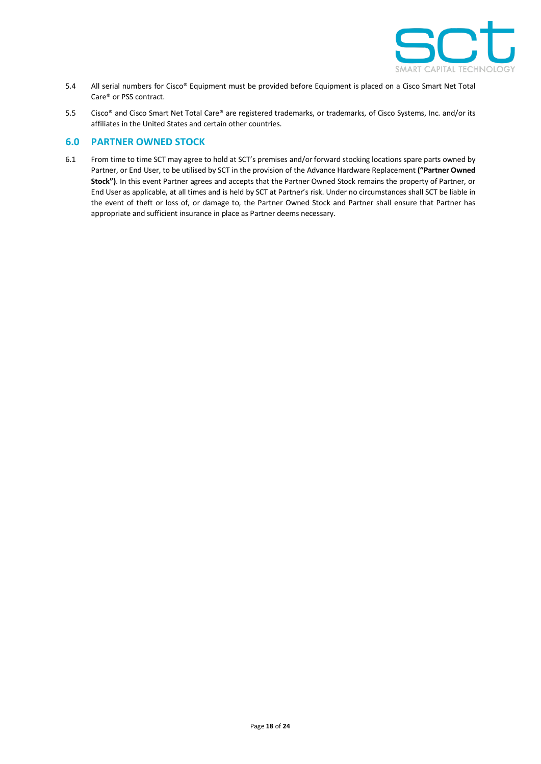5.4 All serial numbers for Cisco® Equipment must be provided before Equipment is placed on a Cisco Smart Net Total Care® or PSS contract.

5.5 Cisco® and Cisco Smart Net Total Care® are registered trademarks, or trademarks, of Cisco Systems, Inc. and/or its affiliates in the United States and certain other countries.

## 6.0 PARTNER OWNED STOCK

6.1 From time to time SCT may agree to hold at SCT's premises and/or forward stocking locations spare parts owned by Partner, or End User, to be utilised by SCT in the provision of the Advance Hardware Replacement **("Partner Owned Stock")**. In this event Partner agrees and accepts that the Partner Owned Stock remains the property of Partner, or End User as applicable, at all times and is held by SCT at Partner's risk. Under no circumstances shall SCT be liable in the event of theft or loss of, or damage to, the Partner Owned Stock and Partner shall ensure that Partner has appropriate and sufficient insurance in place as Partner deems necessary.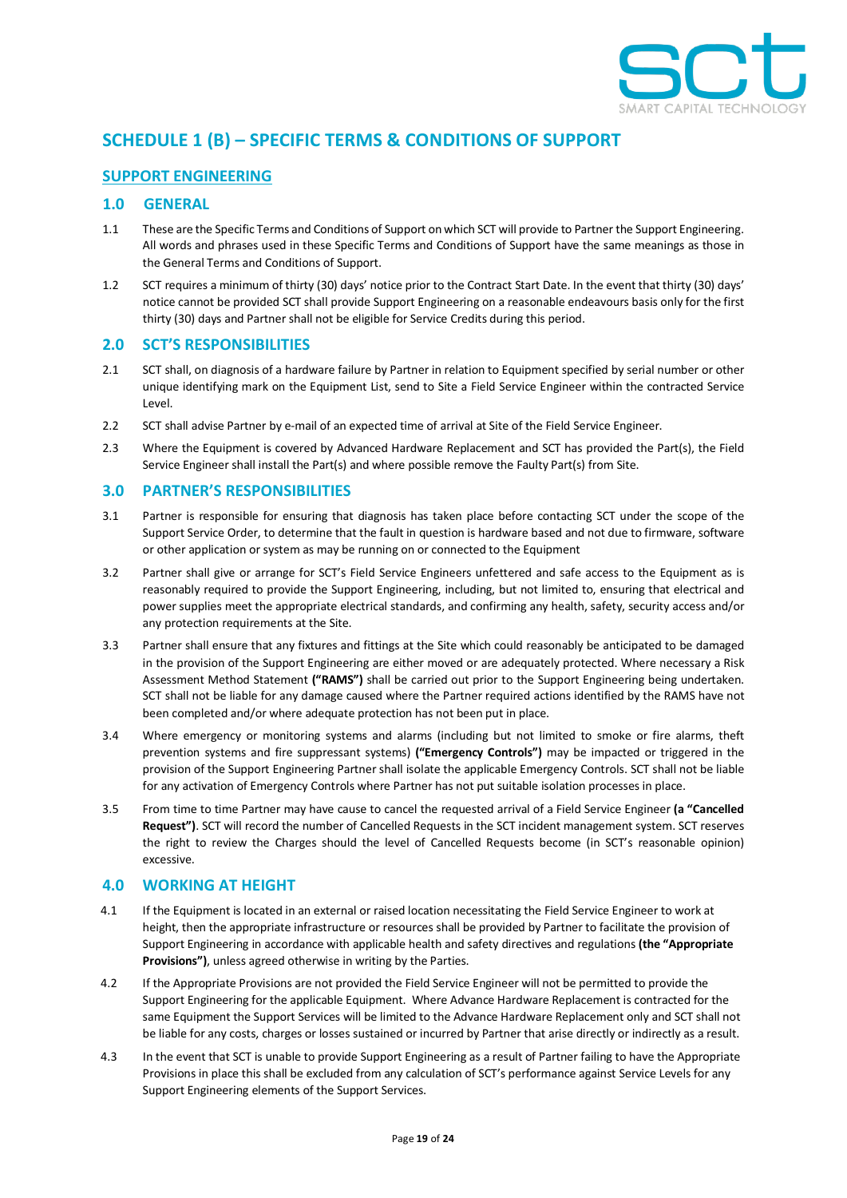# SCHEDULE 1 (B) – SPECIFIC TERMS & CONDITIONS OF SUPPORT

## SUPPORT ENGINEERING

## 1.0 GENERAL

1.1 These are the Specific Terms and Conditions of Support on which SCT will provide to Partner the Support Engineering. All words and phrases used in these Specific Terms and Conditions of Support have the same meanings as those in the General Terms and Conditions of Support.

1.2 SCT requires a minimum of thirty (30) days' notice prior to the Contract Start Date. In the event that thirty (30) days' notice cannot be provided SCT shall provide Support Engineering on a reasonable endeavours basis only for the first thirty (30) days and Partner shall not be eligible for Service Credits during this period.

## 2.0 SCT'S RESPONSIBILITIES

2.1 SCT shall, on diagnosis of a hardware failure by Partner in relation to Equipment specified by serial number or other unique identifying mark on the Equipment List, send to Site a Field Service Engineer within the contracted Service Level.

2.2 SCT shall advise Partner by e-mail of an expected time of arrival at Site of the Field Service Engineer.

2.3 Where the Equipment is covered by Advanced Hardware Replacement and SCT has provided the Part(s), the Field Service Engineer shall install the Part(s) and where possible remove the Faulty Part(s) from Site.

## 3.0 PARTNER'S RESPONSIBILITIES

3.1 Partner is responsible for ensuring that diagnosis has taken place before contacting SCT under the scope of the Support Service Order, to determine that the fault in question is hardware based and not due to firmware, software or other application or system as may be running on or connected to the Equipment

3.2 Partner shall give or arrange for SCT's Field Service Engineers unfettered and safe access to the Equipment as is reasonably required to provide the Support Engineering, including, but not limited to, ensuring that electrical and power supplies meet the appropriate electrical standards, and confirming any health, safety, security access and/or any protection requirements at the Site.

3.3 Partner shall ensure that any fixtures and fittings at the Site which could reasonably be anticipated to be damaged in the provision of the Support Engineering are either moved or are adequately protected. Where necessary a Risk Assessment Method Statement **("RAMS")** shall be carried out prior to the Support Engineering being undertaken. SCT shall not be liable for any damage caused where the Partner required actions identified by the RAMS have not been completed and/or where adequate protection has not been put in place.

3.4 Where emergency or monitoring systems and alarms (including but not limited to smoke or fire alarms, theft prevention systems and fire suppressant systems) **("Emergency Controls")** may be impacted or triggered in the provision of the Support Engineering Partner shall isolate the applicable Emergency Controls. SCT shall not be liable for any activation of Emergency Controls where Partner has not put suitable isolation processes in place.

3.5 From time to time Partner may have cause to cancel the requested arrival of a Field Service Engineer **(a "Cancelled Request")**. SCT will record the number of Cancelled Requests in the SCT incident management system. SCT reserves the right to review the Charges should the level of Cancelled Requests become (in SCT's reasonable opinion) excessive.

## 4.0 WORKING AT HEIGHT

4.1 If the Equipment is located in an external or raised location necessitating the Field Service Engineer to work at height, then the appropriate infrastructure or resources shall be provided by Partner to facilitate the provision of Support Engineering in accordance with applicable health and safety directives and regulations **(the "Appropriate Provisions")**, unless agreed otherwise in writing by the Parties.

4.2 If the Appropriate Provisions are not provided the Field Service Engineer will not be permitted to provide the Support Engineering for the applicable Equipment. Where Advance Hardware Replacement is contracted for the same Equipment the Support Services will be limited to the Advance Hardware Replacement only and SCT shall not be liable for any costs, charges or losses sustained or incurred by Partner that arise directly or indirectly as a result.

4.3 In the event that SCT is unable to provide Support Engineering as a result of Partner failing to have the Appropriate Provisions in place this shall be excluded from any calculation of SCT's performance against Service Levels for any Support Engineering elements of the Support Services.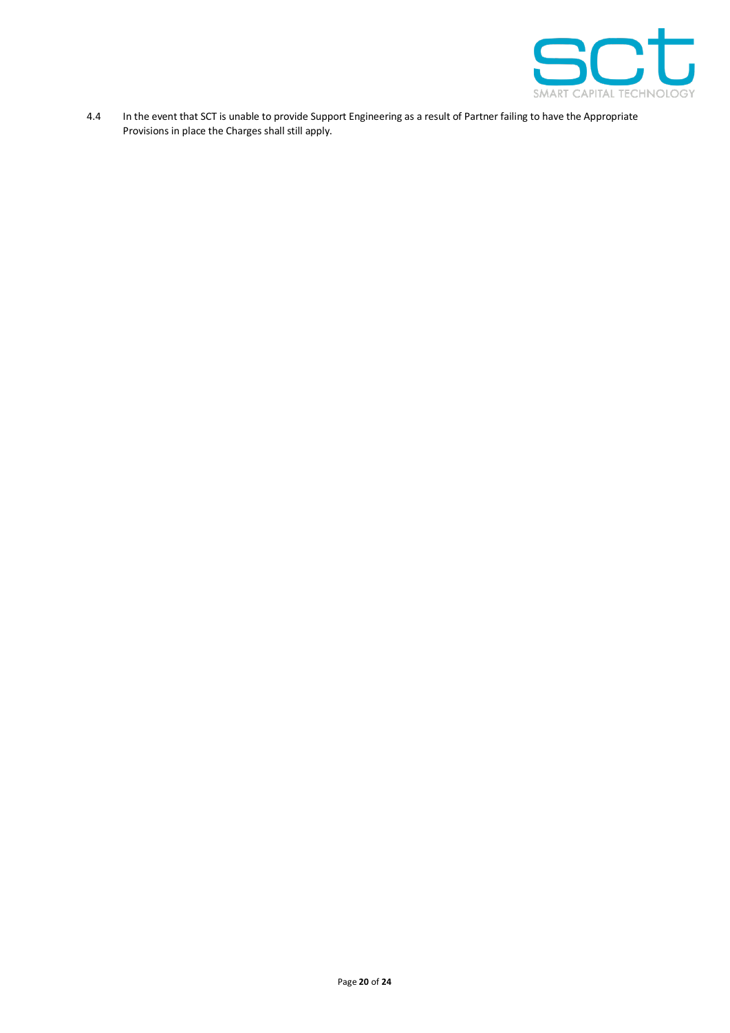4.4 In the event that SCT is unable to provide Support Engineering as a result of Partner failing to have the Appropriate Provisions in place the Charges shall still apply.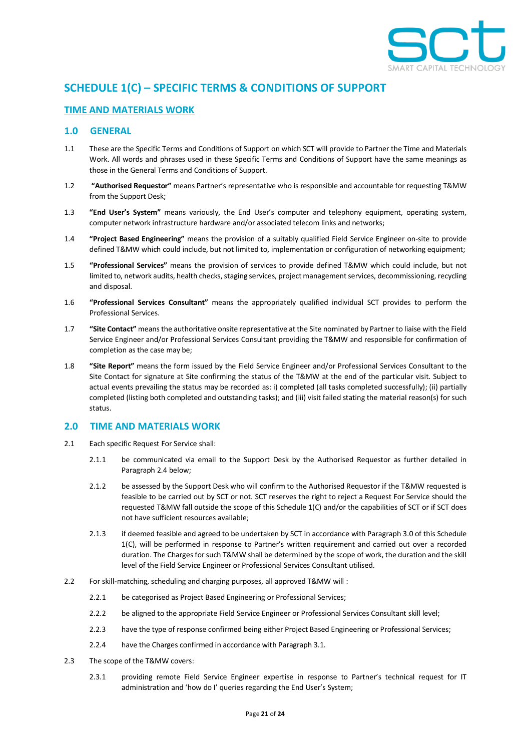# SCHEDULE 1(C) – SPECIFIC TERMS & CONDITIONS OF SUPPORT

## TIME AND MATERIALS WORK

### 1.0 GENERAL

1.1 These are the Specific Terms and Conditions of Support on which SCT will provide to Partner the Time and Materials Work. All words and phrases used in these Specific Terms and Conditions of Support have the same meanings as those in the General Terms and Conditions of Support.

1.2 **"Authorised Requestor"** means Partner's representative who is responsible and accountable for requesting T&MW from the Support Desk;

1.3 **"End User's System"** means variously, the End User's computer and telephony equipment, operating system, computer network infrastructure hardware and/or associated telecom links and networks;

1.4 **"Project Based Engineering"** means the provision of a suitably qualified Field Service Engineer on-site to provide defined T&MW which could include, but not limited to, implementation or configuration of networking equipment;

1.5 **"Professional Services"** means the provision of services to provide defined T&MW which could include, but not limited to, network audits, health checks, staging services, project management services, decommissioning, recycling and disposal.

1.6 **"Professional Services Consultant"** means the appropriately qualified individual SCT provides to perform the Professional Services.

1.7 **"Site Contact"** means the authoritative onsite representative at the Site nominated by Partner to liaise with the Field Service Engineer and/or Professional Services Consultant providing the T&MW and responsible for confirmation of completion as the case may be;

1.8 **"Site Report"** means the form issued by the Field Service Engineer and/or Professional Services Consultant to the Site Contact for signature at Site confirming the status of the T&MW at the end of the particular visit. Subject to actual events prevailing the status may be recorded as: i) completed (all tasks completed successfully); (ii) partially completed (listing both completed and outstanding tasks); and (iii) visit failed stating the material reason(s) for such status.

### 2.0 TIME AND MATERIALS WORK

2.1 Each specific Request For Service shall:

2.1.1 be communicated via email to the Support Desk by the Authorised Requestor as further detailed in Paragraph 2.4 below;

2.1.2 be assessed by the Support Desk who will confirm to the Authorised Requestor if the T&MW requested is feasible to be carried out by SCT or not. SCT reserves the right to reject a Request For Service should the requested T&MW fall outside the scope of this Schedule 1(C) and/or the capabilities of SCT or if SCT does not have sufficient resources available;

2.1.3 if deemed feasible and agreed to be undertaken by SCT in accordance with Paragraph 3.0 of this Schedule 1(C), will be performed in response to Partner's written requirement and carried out over a recorded duration. The Charges for such T&MW shall be determined by the scope of work, the duration and the skill level of the Field Service Engineer or Professional Services Consultant utilised.

2.2 For skill-matching, scheduling and charging purposes, all approved T&MW will :

2.2.1 be categorised as Project Based Engineering or Professional Services;

2.2.2 be aligned to the appropriate Field Service Engineer or Professional Services Consultant skill level;

2.2.3 have the type of response confirmed being either Project Based Engineering or Professional Services;

2.2.4 have the Charges confirmed in accordance with Paragraph 3.1.

2.3 The scope of the T&MW covers:

2.3.1 providing remote Field Service Engineer expertise in response to Partner's technical request for IT administration and 'how do I' queries regarding the End User's System;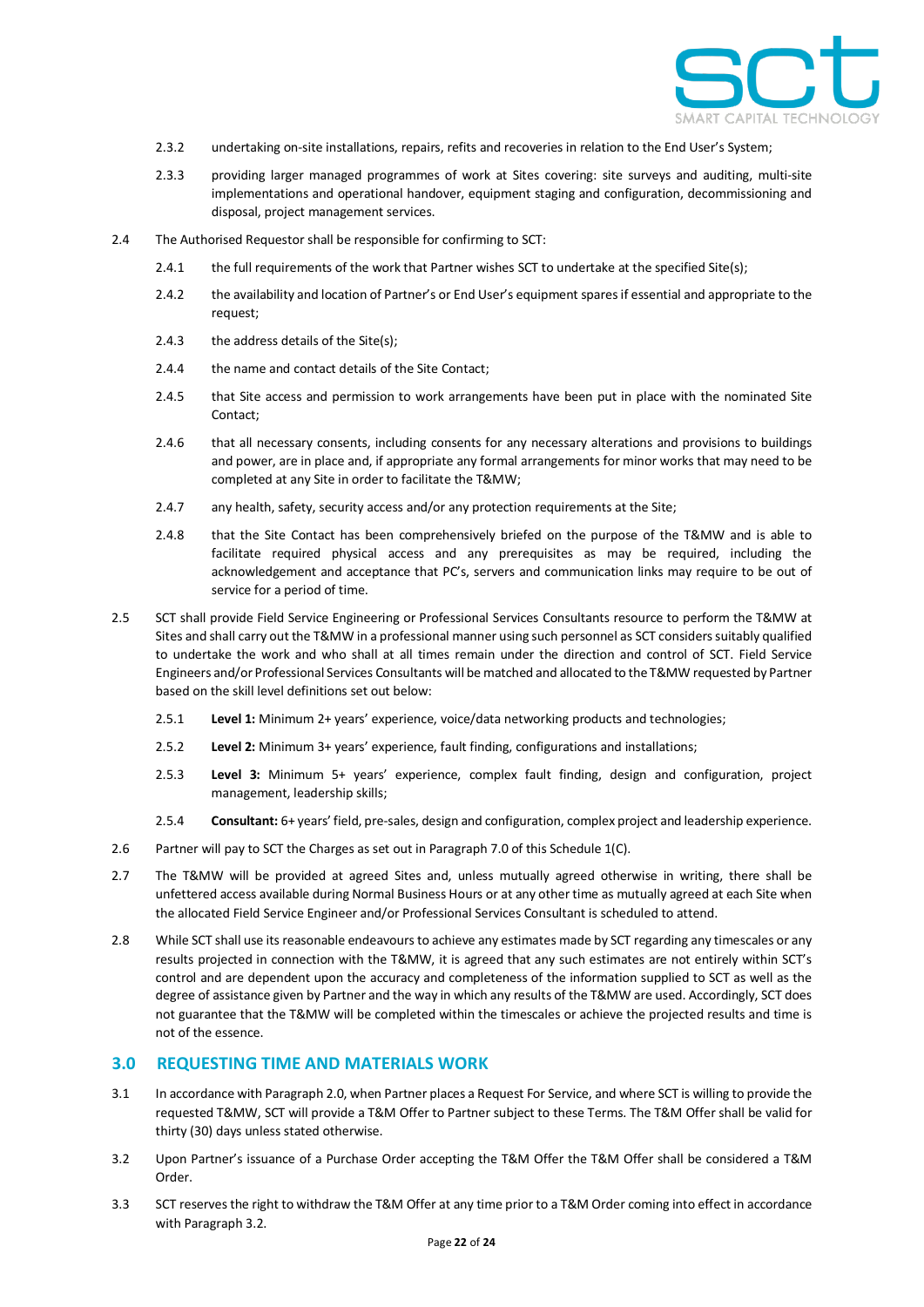2.3.2 undertaking on-site installations, repairs, refits and recoveries in relation to the End User's System;

2.3.3 providing larger managed programmes of work at Sites covering: site surveys and auditing, multi-site implementations and operational handover, equipment staging and configuration, decommissioning and disposal, project management services.

2.4 The Authorised Requestor shall be responsible for confirming to SCT:

2.4.1 the full requirements of the work that Partner wishes SCT to undertake at the specified Site(s);

2.4.2 the availability and location of Partner's or End User's equipment spares if essential and appropriate to the request;

2.4.3 the address details of the Site(s);

2.4.4 the name and contact details of the Site Contact;

2.4.5 that Site access and permission to work arrangements have been put in place with the nominated Site Contact;

2.4.6 that all necessary consents, including consents for any necessary alterations and provisions to buildings and power, are in place and, if appropriate any formal arrangements for minor works that may need to be completed at any Site in order to facilitate the T&MW;

2.4.7 any health, safety, security access and/or any protection requirements at the Site;

2.4.8 that the Site Contact has been comprehensively briefed on the purpose of the T&MW and is able to facilitate required physical access and any prerequisites as may be required, including the acknowledgement and acceptance that PC's, servers and communication links may require to be out of service for a period of time.

2.5 SCT shall provide Field Service Engineering or Professional Services Consultants resource to perform the T&MW at Sites and shall carry out the T&MW in a professional manner using such personnel as SCT considers suitably qualified to undertake the work and who shall at all times remain under the direction and control of SCT. Field Service Engineers and/or Professional Services Consultants will be matched and allocated to the T&MW requested by Partner based on the skill level definitions set out below:

2.5.1 **Level 1:** Minimum 2+ years' experience, voice/data networking products and technologies;

2.5.2 **Level 2:** Minimum 3+ years' experience, fault finding, configurations and installations;

2.5.3 **Level 3:** Minimum 5+ years' experience, complex fault finding, design and configuration, project management, leadership skills;

2.5.4 **Consultant:** 6+ years' field, pre-sales, design and configuration, complex project and leadership experience.

2.6 Partner will pay to SCT the Charges as set out in Paragraph 7.0 of this Schedule 1(C).

2.7 The T&MW will be provided at agreed Sites and, unless mutually agreed otherwise in writing, there shall be unfettered access available during Normal Business Hours or at any other time as mutually agreed at each Site when the allocated Field Service Engineer and/or Professional Services Consultant is scheduled to attend.

2.8 While SCT shall use its reasonable endeavours to achieve any estimates made by SCT regarding any timescales or any results projected in connection with the T&MW, it is agreed that any such estimates are not entirely within SCT's control and are dependent upon the accuracy and completeness of the information supplied to SCT as well as the degree of assistance given by Partner and the way in which any results of the T&MW are used. Accordingly, SCT does not guarantee that the T&MW will be completed within the timescales or achieve the projected results and time is not of the essence.

## 3.0 REQUESTING TIME AND MATERIALS WORK

3.1 In accordance with Paragraph 2.0, when Partner places a Request For Service, and where SCT is willing to provide the requested T&MW, SCT will provide a T&M Offer to Partner subject to these Terms. The T&M Offer shall be valid for thirty (30) days unless stated otherwise.

3.2 Upon Partner's issuance of a Purchase Order accepting the T&M Offer the T&M Offer shall be considered a T&M Order.

3.3 SCT reserves the right to withdraw the T&M Offer at any time prior to a T&M Order coming into effect in accordance with Paragraph 3.2.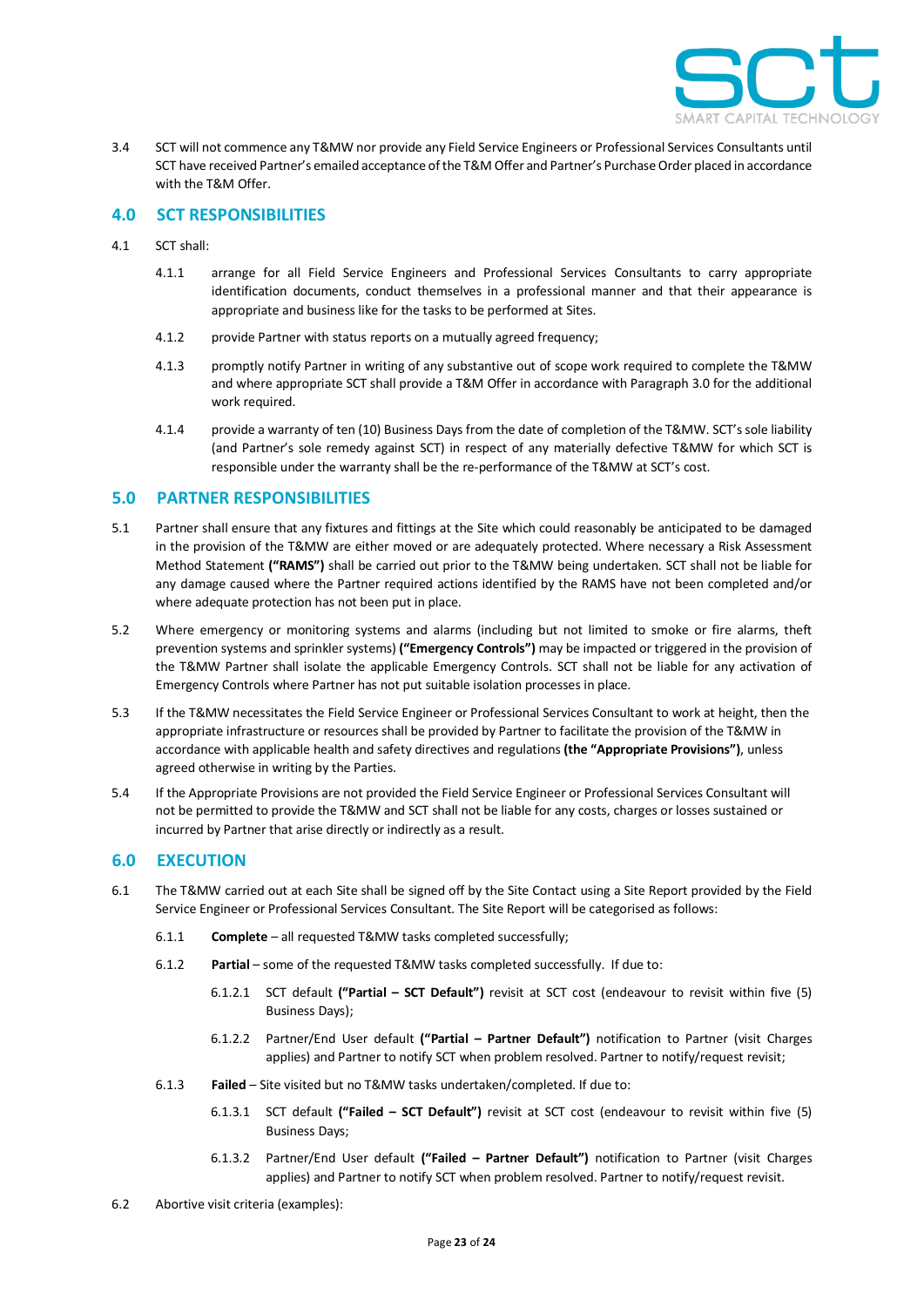3.4 SCT will not commence any T&MW nor provide any Field Service Engineers or Professional Services Consultants until SCT have received Partner's emailed acceptance of the T&M Offer and Partner's Purchase Order placed in accordance with the T&M Offer.

## 4.0 SCT RESPONSIBILITIES

4.1 SCT shall:

4.1.1 arrange for all Field Service Engineers and Professional Services Consultants to carry appropriate identification documents, conduct themselves in a professional manner and that their appearance is appropriate and business like for the tasks to be performed at Sites.

4.1.2 provide Partner with status reports on a mutually agreed frequency;

4.1.3 promptly notify Partner in writing of any substantive out of scope work required to complete the T&MW and where appropriate SCT shall provide a T&M Offer in accordance with Paragraph 3.0 for the additional work required.

4.1.4 provide a warranty of ten (10) Business Days from the date of completion of the T&MW. SCT's sole liability (and Partner's sole remedy against SCT) in respect of any materially defective T&MW for which SCT is responsible under the warranty shall be the re-performance of the T&MW at SCT's cost.

## 5.0 PARTNER RESPONSIBILITIES

5.1 Partner shall ensure that any fixtures and fittings at the Site which could reasonably be anticipated to be damaged in the provision of the T&MW are either moved or are adequately protected. Where necessary a Risk Assessment Method Statement **("RAMS")** shall be carried out prior to the T&MW being undertaken. SCT shall not be liable for any damage caused where the Partner required actions identified by the RAMS have not been completed and/or where adequate protection has not been put in place.

5.2 Where emergency or monitoring systems and alarms (including but not limited to smoke or fire alarms, theft prevention systems and sprinkler systems) **("Emergency Controls")** may be impacted or triggered in the provision of the T&MW Partner shall isolate the applicable Emergency Controls. SCT shall not be liable for any activation of Emergency Controls where Partner has not put suitable isolation processes in place.

5.3 If the T&MW necessitates the Field Service Engineer or Professional Services Consultant to work at height, then the appropriate infrastructure or resources shall be provided by Partner to facilitate the provision of the T&MW in accordance with applicable health and safety directives and regulations **(the "Appropriate Provisions")**, unless agreed otherwise in writing by the Parties.

5.4 If the Appropriate Provisions are not provided the Field Service Engineer or Professional Services Consultant will not be permitted to provide the T&MW and SCT shall not be liable for any costs, charges or losses sustained or incurred by Partner that arise directly or indirectly as a result.

## 6.0 EXECUTION

6.1 The T&MW carried out at each Site shall be signed off by the Site Contact using a Site Report provided by the Field Service Engineer or Professional Services Consultant. The Site Report will be categorised as follows:

6.1.1 **Complete** – all requested T&MW tasks completed successfully;

6.1.2 **Partial** – some of the requested T&MW tasks completed successfully. If due to:

6.1.2.1 SCT default **("Partial – SCT Default")** revisit at SCT cost (endeavour to revisit within five (5) Business Days);

6.1.2.2 Partner/End User default **("Partial – Partner Default")** notification to Partner (visit Charges applies) and Partner to notify SCT when problem resolved. Partner to notify/request revisit;

6.1.3 **Failed** – Site visited but no T&MW tasks undertaken/completed. If due to:

6.1.3.1 SCT default **("Failed – SCT Default")** revisit at SCT cost (endeavour to revisit within five (5) Business Days;

6.1.3.2 Partner/End User default **("Failed – Partner Default")** notification to Partner (visit Charges applies) and Partner to notify SCT when problem resolved. Partner to notify/request revisit.

6.2 Abortive visit criteria (examples):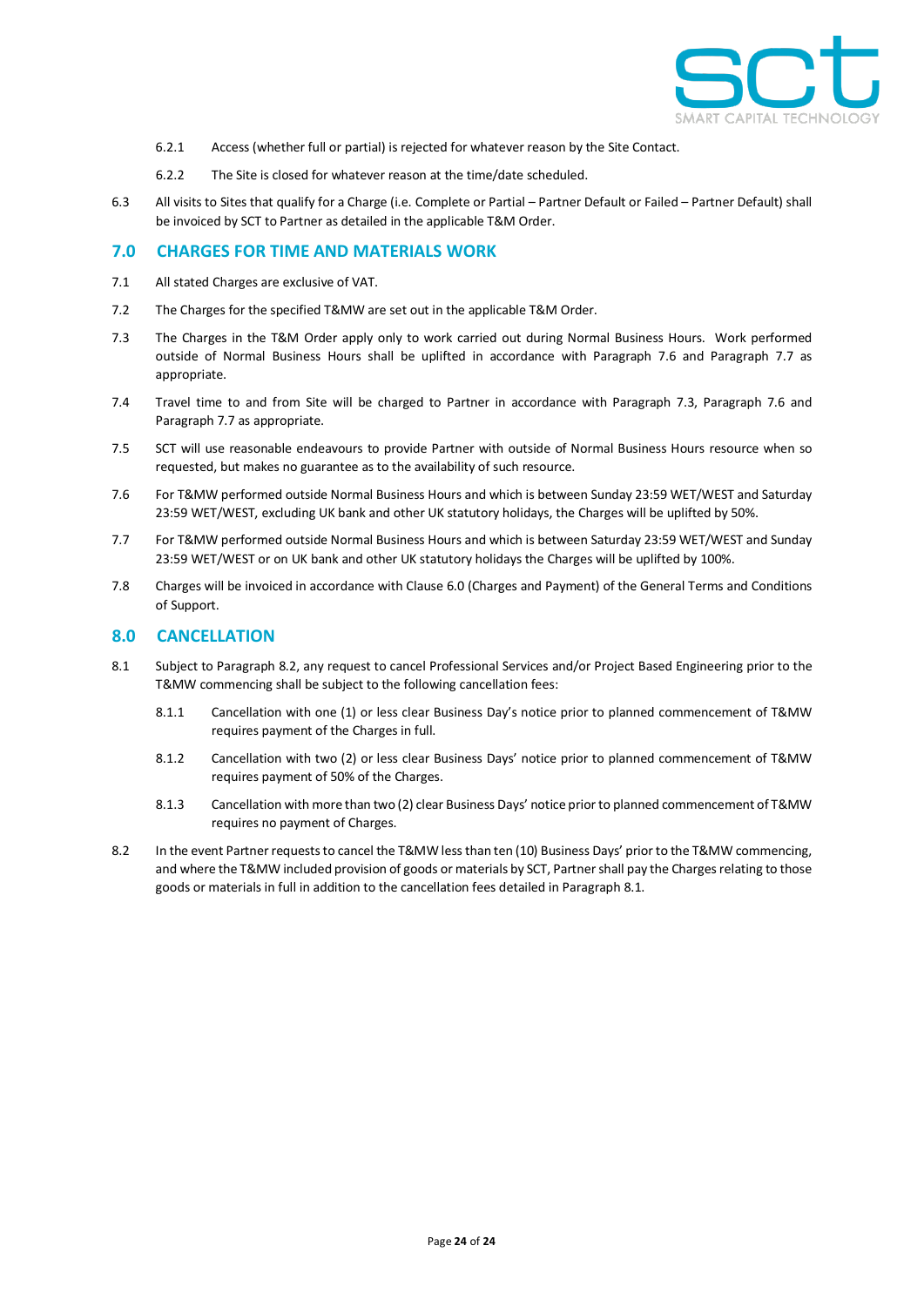6.2.1 Access (whether full or partial) is rejected for whatever reason by the Site Contact.

6.2.2 The Site is closed for whatever reason at the time/date scheduled.

6.3 All visits to Sites that qualify for a Charge (i.e. Complete or Partial – Partner Default or Failed – Partner Default) shall be invoiced by SCT to Partner as detailed in the applicable T&M Order.

## 7.0 CHARGES FOR TIME AND MATERIALS WORK

7.1 All stated Charges are exclusive of VAT.

7.2 The Charges for the specified T&MW are set out in the applicable T&M Order.

7.3 The Charges in the T&M Order apply only to work carried out during Normal Business Hours. Work performed outside of Normal Business Hours shall be uplifted in accordance with Paragraph 7.6 and Paragraph 7.7 as appropriate.

7.4 Travel time to and from Site will be charged to Partner in accordance with Paragraph 7.3, Paragraph 7.6 and Paragraph 7.7 as appropriate.

7.5 SCT will use reasonable endeavours to provide Partner with outside of Normal Business Hours resource when so requested, but makes no guarantee as to the availability of such resource.

7.6 For T&MW performed outside Normal Business Hours and which is between Sunday 23:59 WET/WEST and Saturday 23:59 WET/WEST, excluding UK bank and other UK statutory holidays, the Charges will be uplifted by 50%.

7.7 For T&MW performed outside Normal Business Hours and which is between Saturday 23:59 WET/WEST and Sunday 23:59 WET/WEST or on UK bank and other UK statutory holidays the Charges will be uplifted by 100%.

7.8 Charges will be invoiced in accordance with Clause 6.0 (Charges and Payment) of the General Terms and Conditions of Support.

## 8.0 CANCELLATION

8.1 Subject to Paragraph 8.2, any request to cancel Professional Services and/or Project Based Engineering prior to the T&MW commencing shall be subject to the following cancellation fees:

8.1.1 Cancellation with one (1) or less clear Business Day's notice prior to planned commencement of T&MW requires payment of the Charges in full.

8.1.2 Cancellation with two (2) or less clear Business Days' notice prior to planned commencement of T&MW requires payment of 50% of the Charges.

8.1.3 Cancellation with more than two (2) clear Business Days' notice prior to planned commencement of T&MW requires no payment of Charges.

8.2 In the event Partner requests to cancel the T&MW less than ten (10) Business Days' prior to the T&MW commencing, and where the T&MW included provision of goods or materials by SCT, Partner shall pay the Charges relating to those goods or materials in full in addition to the cancellation fees detailed in Paragraph 8.1.